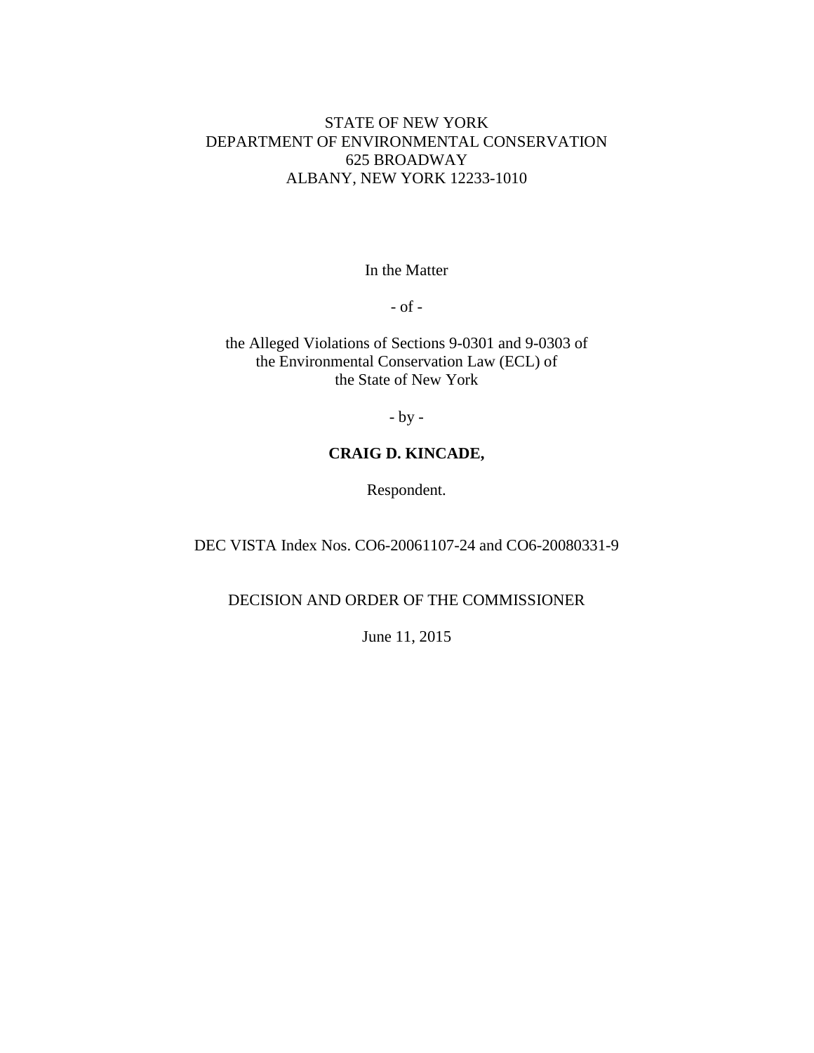STATE OF NEW YORK
DEPARTMENT OF ENVIRONMENTAL CONSERVATION
625 BROADWAY
ALBANY, NEW YORK 12233-1010

In the Matter

- of -

the Alleged Violations of Sections 9-0301 and 9-0303 of
the Environmental Conservation Law (ECL) of
the State of New York

- by -

**CRAIG D. KINCADE,**

Respondent.

DEC VISTA Index Nos. CO6-20061107-24 and CO6-20080331-9

DECISION AND ORDER OF THE COMMISSIONER

June 11, 2015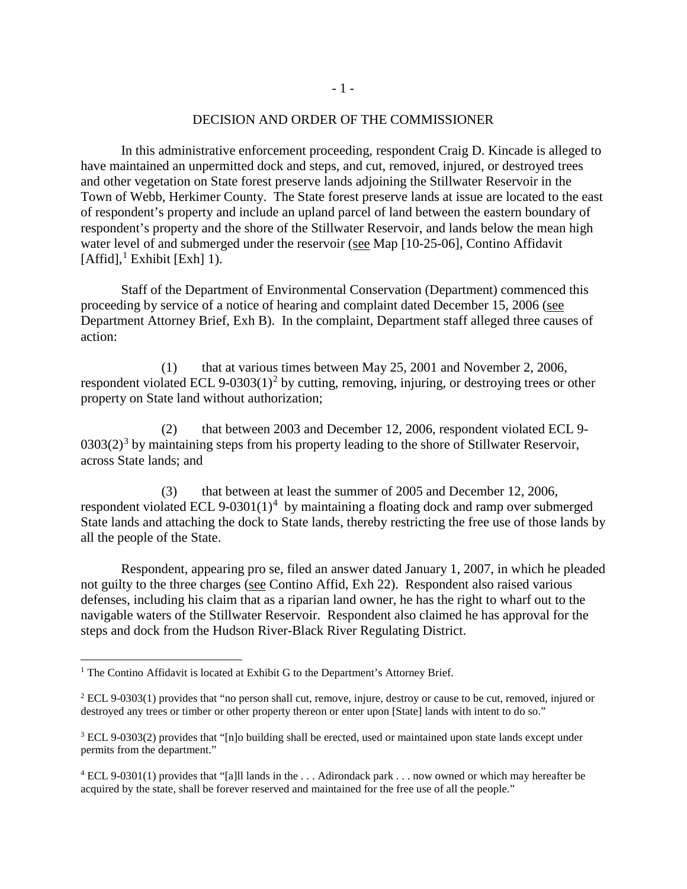## DECISION AND ORDER OF THE COMMISSIONER

In this administrative enforcement proceeding, respondent Craig D. Kincade is alleged to have maintained an unpermitted dock and steps, and cut, removed, injured, or destroyed trees and other vegetation on State forest preserve lands adjoining the Stillwater Reservoir in the Town of Webb, Herkimer County. The State forest preserve lands at issue are located to the east of respondent's property and include an upland parcel of land between the eastern boundary of respondent's property and the shore of the Stillwater Reservoir, and lands below the mean high water level of and submerged under the reservoir (see Map [10-25-06], Contino Affidavit [Affid],[1] Exhibit [Exh] 1).

Staff of the Department of Environmental Conservation (Department) commenced this proceeding by service of a notice of hearing and complaint dated December 15, 2006 (see Department Attorney Brief, Exh B). In the complaint, Department staff alleged three causes of action:

(1) that at various times between May 25, 2001 and November 2, 2006, respondent violated ECL 9-0303(1)[2] by cutting, removing, injuring, or destroying trees or other property on State land without authorization;

(2) that between 2003 and December 12, 2006, respondent violated ECL 9-0303(2)[3] by maintaining steps from his property leading to the shore of Stillwater Reservoir, across State lands; and

(3) that between at least the summer of 2005 and December 12, 2006, respondent violated ECL 9-0301(1)[4] by maintaining a floating dock and ramp over submerged State lands and attaching the dock to State lands, thereby restricting the free use of those lands by all the people of the State.

Respondent, appearing pro se, filed an answer dated January 1, 2007, in which he pleaded not guilty to the three charges (see Contino Affid, Exh 22). Respondent also raised various defenses, including his claim that as a riparian land owner, he has the right to wharf out to the navigable waters of the Stillwater Reservoir. Respondent also claimed he has approval for the steps and dock from the Hudson River-Black River Regulating District.

---

[1] The Contino Affidavit is located at Exhibit G to the Department's Attorney Brief.

[2] ECL 9-0303(1) provides that "no person shall cut, remove, injure, destroy or cause to be cut, removed, injured or destroyed any trees or timber or other property thereon or enter upon [State] lands with intent to do so."

[3] ECL 9-0303(2) provides that "[n]o building shall be erected, used or maintained upon state lands except under permits from the department."

[4] ECL 9-0301(1) provides that "[a]ll lands in the . . . Adirondack park . . . now owned or which may hereafter be acquired by the state, shall be forever reserved and maintained for the free use of all the people."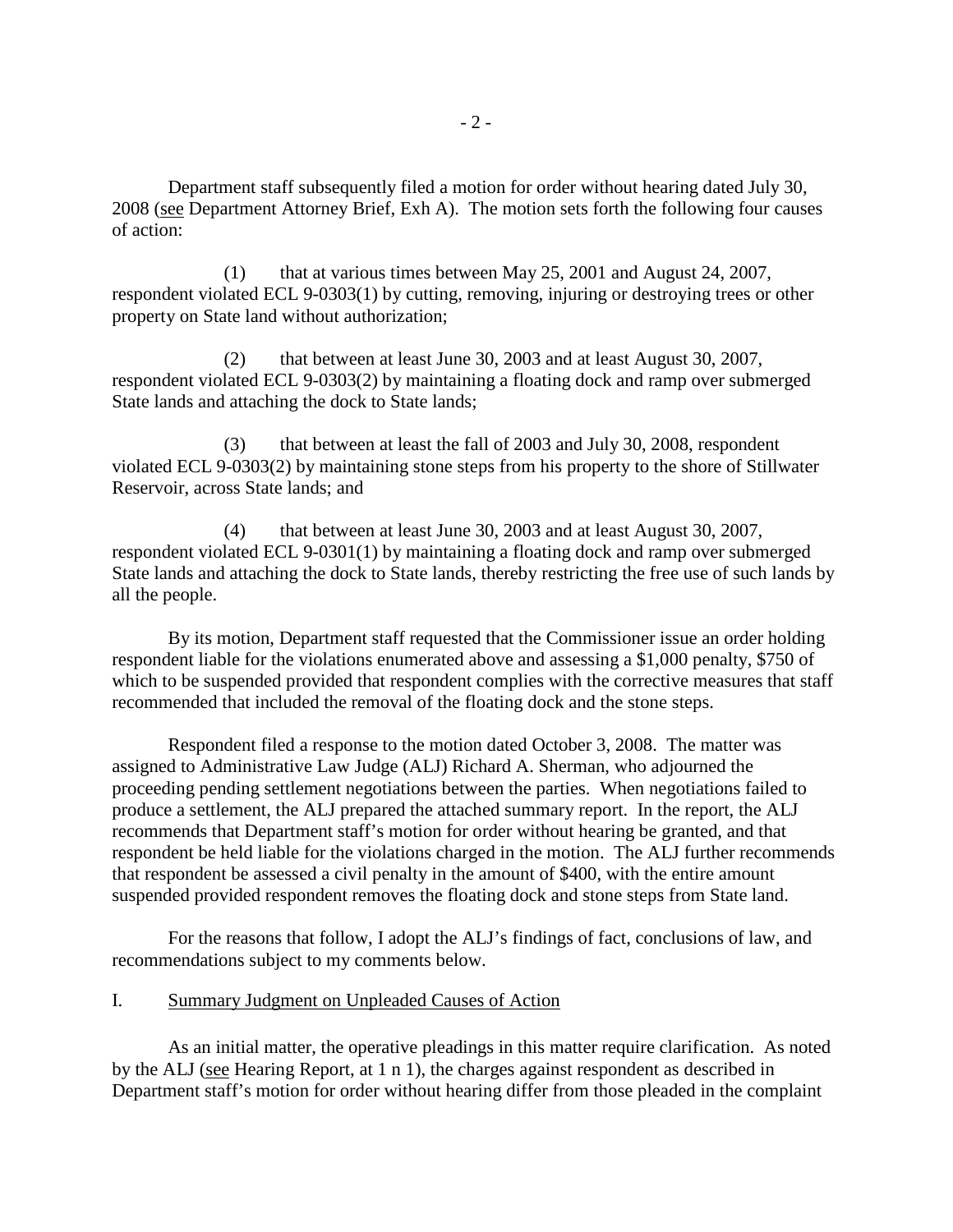Department staff subsequently filed a motion for order without hearing dated July 30, 2008 (see Department Attorney Brief, Exh A). The motion sets forth the following four causes of action:

(1) that at various times between May 25, 2001 and August 24, 2007, respondent violated ECL 9-0303(1) by cutting, removing, injuring or destroying trees or other property on State land without authorization;

(2) that between at least June 30, 2003 and at least August 30, 2007, respondent violated ECL 9-0303(2) by maintaining a floating dock and ramp over submerged State lands and attaching the dock to State lands;

(3) that between at least the fall of 2003 and July 30, 2008, respondent violated ECL 9-0303(2) by maintaining stone steps from his property to the shore of Stillwater Reservoir, across State lands; and

(4) that between at least June 30, 2003 and at least August 30, 2007, respondent violated ECL 9-0301(1) by maintaining a floating dock and ramp over submerged State lands and attaching the dock to State lands, thereby restricting the free use of such lands by all the people.

By its motion, Department staff requested that the Commissioner issue an order holding respondent liable for the violations enumerated above and assessing a $1,000 penalty, $750 of which to be suspended provided that respondent complies with the corrective measures that staff recommended that included the removal of the floating dock and the stone steps.

Respondent filed a response to the motion dated October 3, 2008. The matter was assigned to Administrative Law Judge (ALJ) Richard A. Sherman, who adjourned the proceeding pending settlement negotiations between the parties. When negotiations failed to produce a settlement, the ALJ prepared the attached summary report. In the report, the ALJ recommends that Department staff's motion for order without hearing be granted, and that respondent be held liable for the violations charged in the motion. The ALJ further recommends that respondent be assessed a civil penalty in the amount of $400, with the entire amount suspended provided respondent removes the floating dock and stone steps from State land.

For the reasons that follow, I adopt the ALJ's findings of fact, conclusions of law, and recommendations subject to my comments below.

## I. Summary Judgment on Unpleaded Causes of Action

As an initial matter, the operative pleadings in this matter require clarification. As noted by the ALJ (see Hearing Report, at 1 n 1), the charges against respondent as described in Department staff's motion for order without hearing differ from those pleaded in the complaint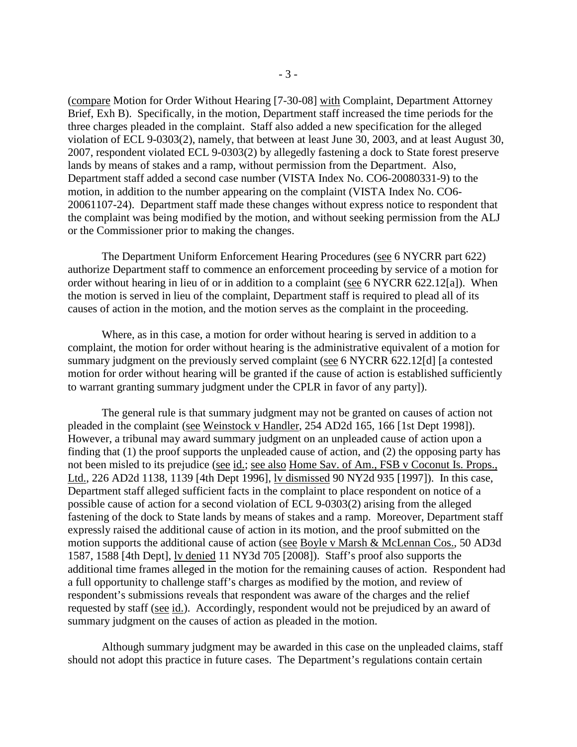(compare Motion for Order Without Hearing [7-30-08] with Complaint, Department Attorney Brief, Exh B). Specifically, in the motion, Department staff increased the time periods for the three charges pleaded in the complaint. Staff also added a new specification for the alleged violation of ECL 9-0303(2), namely, that between at least June 30, 2003, and at least August 30, 2007, respondent violated ECL 9-0303(2) by allegedly fastening a dock to State forest preserve lands by means of stakes and a ramp, without permission from the Department. Also, Department staff added a second case number (VISTA Index No. CO6-20080331-9) to the motion, in addition to the number appearing on the complaint (VISTA Index No. CO6-20061107-24). Department staff made these changes without express notice to respondent that the complaint was being modified by the motion, and without seeking permission from the ALJ or the Commissioner prior to making the changes.

The Department Uniform Enforcement Hearing Procedures (see 6 NYCRR part 622) authorize Department staff to commence an enforcement proceeding by service of a motion for order without hearing in lieu of or in addition to a complaint (see 6 NYCRR 622.12[a]). When the motion is served in lieu of the complaint, Department staff is required to plead all of its causes of action in the motion, and the motion serves as the complaint in the proceeding.

Where, as in this case, a motion for order without hearing is served in addition to a complaint, the motion for order without hearing is the administrative equivalent of a motion for summary judgment on the previously served complaint (see 6 NYCRR 622.12[d] [a contested motion for order without hearing will be granted if the cause of action is established sufficiently to warrant granting summary judgment under the CPLR in favor of any party]).

The general rule is that summary judgment may not be granted on causes of action not pleaded in the complaint (see Weinstock v Handler, 254 AD2d 165, 166 [1st Dept 1998]). However, a tribunal may award summary judgment on an unpleaded cause of action upon a finding that (1) the proof supports the unpleaded cause of action, and (2) the opposing party has not been misled to its prejudice (see id.; see also Home Sav. of Am., FSB v Coconut Is. Props., Ltd., 226 AD2d 1138, 1139 [4th Dept 1996], lv dismissed 90 NY2d 935 [1997]). In this case, Department staff alleged sufficient facts in the complaint to place respondent on notice of a possible cause of action for a second violation of ECL 9-0303(2) arising from the alleged fastening of the dock to State lands by means of stakes and a ramp. Moreover, Department staff expressly raised the additional cause of action in its motion, and the proof submitted on the motion supports the additional cause of action (see Boyle v Marsh & McLennan Cos., 50 AD3d 1587, 1588 [4th Dept], lv denied 11 NY3d 705 [2008]). Staff's proof also supports the additional time frames alleged in the motion for the remaining causes of action. Respondent had a full opportunity to challenge staff's charges as modified by the motion, and review of respondent's submissions reveals that respondent was aware of the charges and the relief requested by staff (see id.). Accordingly, respondent would not be prejudiced by an award of summary judgment on the causes of action as pleaded in the motion.

Although summary judgment may be awarded in this case on the unpleaded claims, staff should not adopt this practice in future cases. The Department's regulations contain certain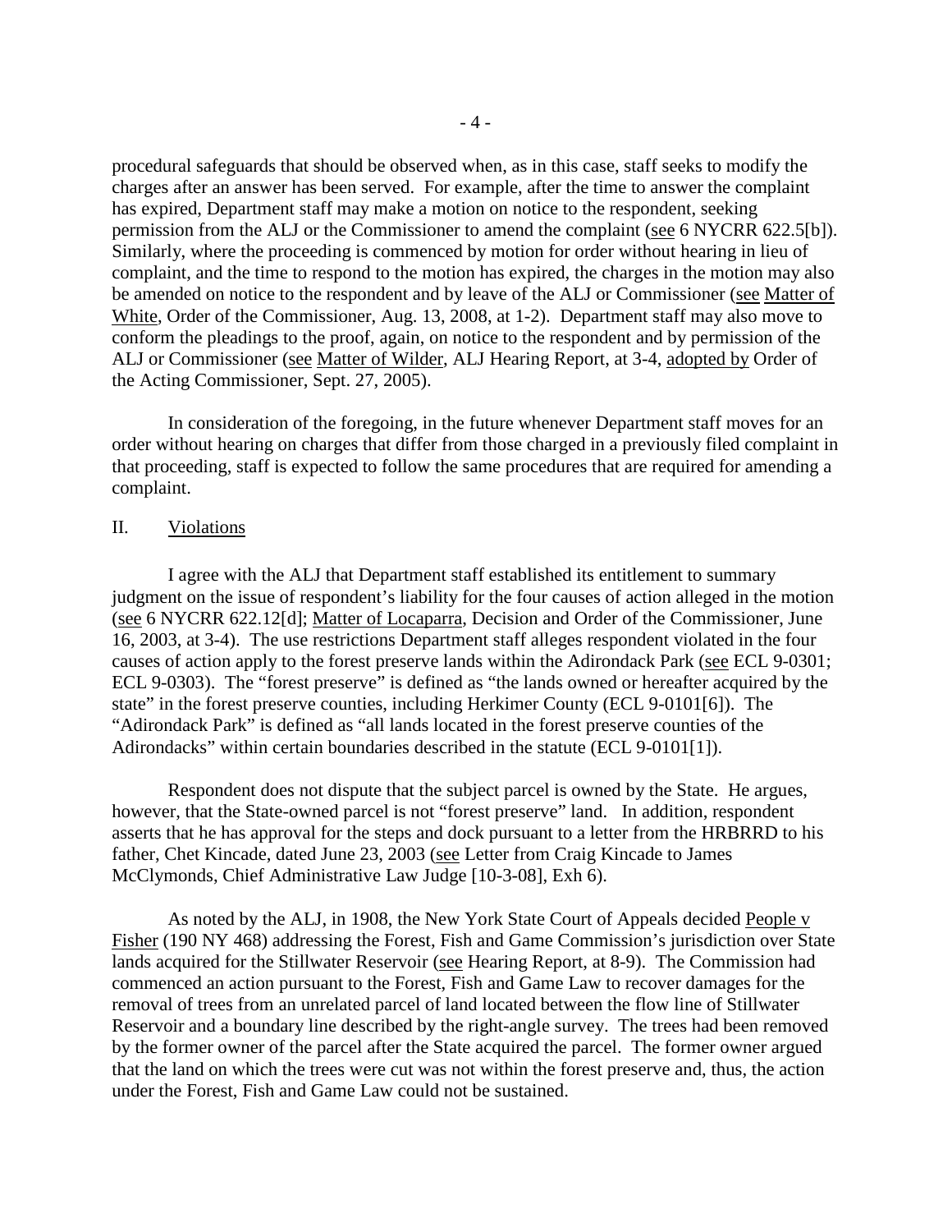procedural safeguards that should be observed when, as in this case, staff seeks to modify the charges after an answer has been served. For example, after the time to answer the complaint has expired, Department staff may make a motion on notice to the respondent, seeking permission from the ALJ or the Commissioner to amend the complaint (see 6 NYCRR 622.5[b]). Similarly, where the proceeding is commenced by motion for order without hearing in lieu of complaint, and the time to respond to the motion has expired, the charges in the motion may also be amended on notice to the respondent and by leave of the ALJ or Commissioner (see Matter of White, Order of the Commissioner, Aug. 13, 2008, at 1-2). Department staff may also move to conform the pleadings to the proof, again, on notice to the respondent and by permission of the ALJ or Commissioner (see Matter of Wilder, ALJ Hearing Report, at 3-4, adopted by Order of the Acting Commissioner, Sept. 27, 2005).

In consideration of the foregoing, in the future whenever Department staff moves for an order without hearing on charges that differ from those charged in a previously filed complaint in that proceeding, staff is expected to follow the same procedures that are required for amending a complaint.

## II. Violations

I agree with the ALJ that Department staff established its entitlement to summary judgment on the issue of respondent's liability for the four causes of action alleged in the motion (see 6 NYCRR 622.12[d]; Matter of Locaparra, Decision and Order of the Commissioner, June 16, 2003, at 3-4). The use restrictions Department staff alleges respondent violated in the four causes of action apply to the forest preserve lands within the Adirondack Park (see ECL 9-0301; ECL 9-0303). The "forest preserve" is defined as "the lands owned or hereafter acquired by the state" in the forest preserve counties, including Herkimer County (ECL 9-0101[6]). The "Adirondack Park" is defined as "all lands located in the forest preserve counties of the Adirondacks" within certain boundaries described in the statute (ECL 9-0101[1]).

Respondent does not dispute that the subject parcel is owned by the State. He argues, however, that the State-owned parcel is not "forest preserve" land. In addition, respondent asserts that he has approval for the steps and dock pursuant to a letter from the HRBRRD to his father, Chet Kincade, dated June 23, 2003 (see Letter from Craig Kincade to James McClymonds, Chief Administrative Law Judge [10-3-08], Exh 6).

As noted by the ALJ, in 1908, the New York State Court of Appeals decided People v Fisher (190 NY 468) addressing the Forest, Fish and Game Commission's jurisdiction over State lands acquired for the Stillwater Reservoir (see Hearing Report, at 8-9). The Commission had commenced an action pursuant to the Forest, Fish and Game Law to recover damages for the removal of trees from an unrelated parcel of land located between the flow line of Stillwater Reservoir and a boundary line described by the right-angle survey. The trees had been removed by the former owner of the parcel after the State acquired the parcel. The former owner argued that the land on which the trees were cut was not within the forest preserve and, thus, the action under the Forest, Fish and Game Law could not be sustained.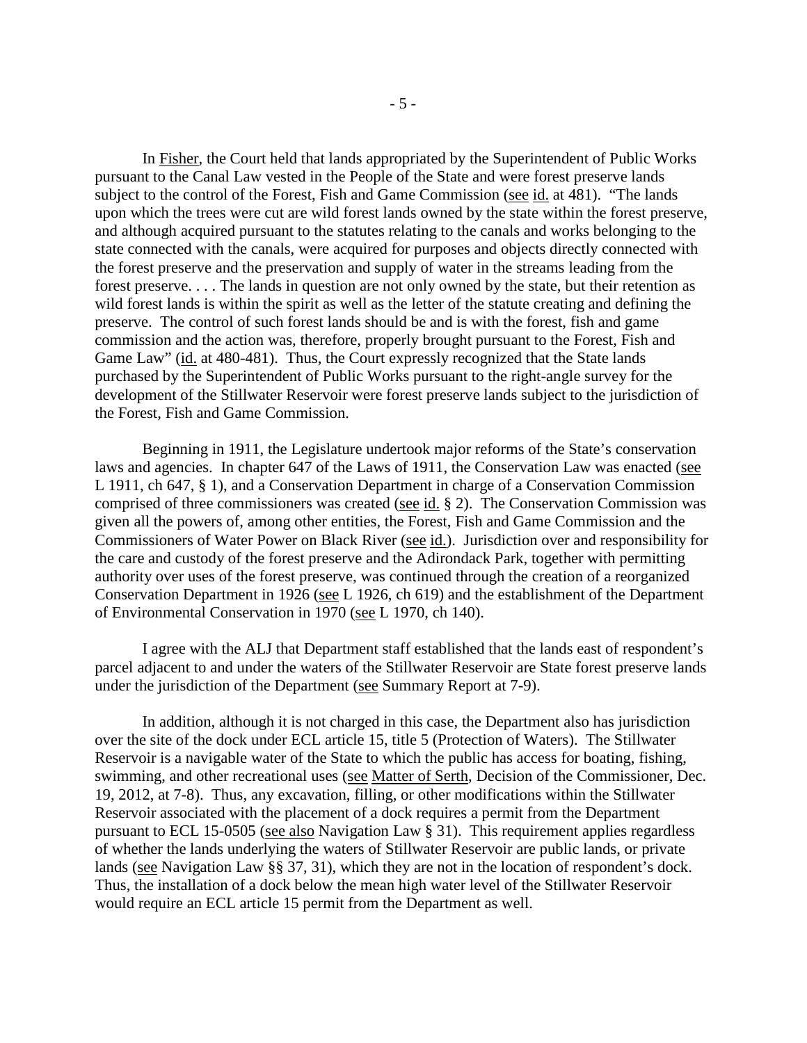In Fisher, the Court held that lands appropriated by the Superintendent of Public Works pursuant to the Canal Law vested in the People of the State and were forest preserve lands subject to the control of the Forest, Fish and Game Commission (see id. at 481). "The lands upon which the trees were cut are wild forest lands owned by the state within the forest preserve, and although acquired pursuant to the statutes relating to the canals and works belonging to the state connected with the canals, were acquired for purposes and objects directly connected with the forest preserve and the preservation and supply of water in the streams leading from the forest preserve. . . . The lands in question are not only owned by the state, but their retention as wild forest lands is within the spirit as well as the letter of the statute creating and defining the preserve. The control of such forest lands should be and is with the forest, fish and game commission and the action was, therefore, properly brought pursuant to the Forest, Fish and Game Law" (id. at 480-481). Thus, the Court expressly recognized that the State lands purchased by the Superintendent of Public Works pursuant to the right-angle survey for the development of the Stillwater Reservoir were forest preserve lands subject to the jurisdiction of the Forest, Fish and Game Commission.

Beginning in 1911, the Legislature undertook major reforms of the State's conservation laws and agencies. In chapter 647 of the Laws of 1911, the Conservation Law was enacted (see L 1911, ch 647, § 1), and a Conservation Department in charge of a Conservation Commission comprised of three commissioners was created (see id. § 2). The Conservation Commission was given all the powers of, among other entities, the Forest, Fish and Game Commission and the Commissioners of Water Power on Black River (see id.). Jurisdiction over and responsibility for the care and custody of the forest preserve and the Adirondack Park, together with permitting authority over uses of the forest preserve, was continued through the creation of a reorganized Conservation Department in 1926 (see L 1926, ch 619) and the establishment of the Department of Environmental Conservation in 1970 (see L 1970, ch 140).

I agree with the ALJ that Department staff established that the lands east of respondent's parcel adjacent to and under the waters of the Stillwater Reservoir are State forest preserve lands under the jurisdiction of the Department (see Summary Report at 7-9).

In addition, although it is not charged in this case, the Department also has jurisdiction over the site of the dock under ECL article 15, title 5 (Protection of Waters). The Stillwater Reservoir is a navigable water of the State to which the public has access for boating, fishing, swimming, and other recreational uses (see Matter of Serth, Decision of the Commissioner, Dec. 19, 2012, at 7-8). Thus, any excavation, filling, or other modifications within the Stillwater Reservoir associated with the placement of a dock requires a permit from the Department pursuant to ECL 15-0505 (see also Navigation Law § 31). This requirement applies regardless of whether the lands underlying the waters of Stillwater Reservoir are public lands, or private lands (see Navigation Law §§ 37, 31), which they are not in the location of respondent's dock. Thus, the installation of a dock below the mean high water level of the Stillwater Reservoir would require an ECL article 15 permit from the Department as well.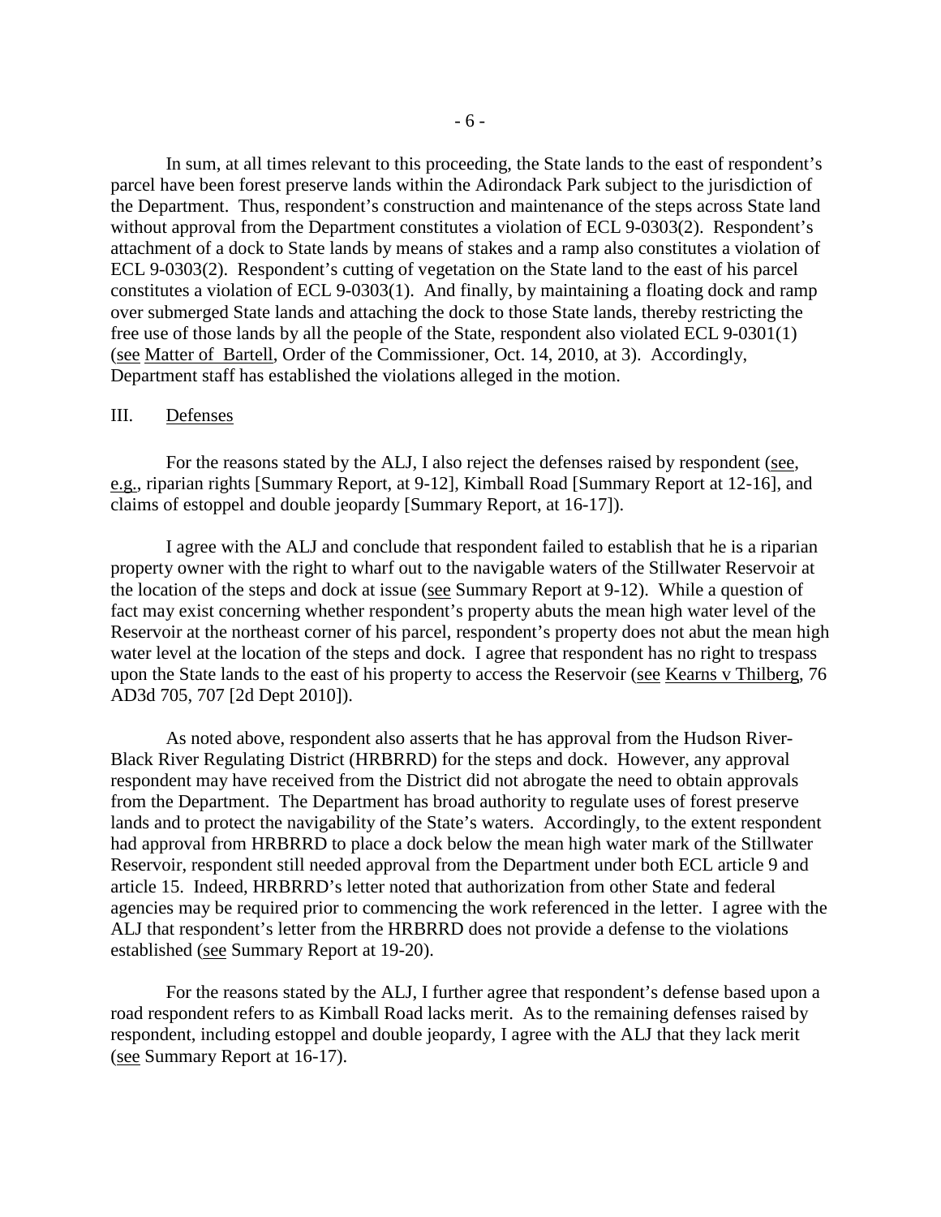In sum, at all times relevant to this proceeding, the State lands to the east of respondent's parcel have been forest preserve lands within the Adirondack Park subject to the jurisdiction of the Department. Thus, respondent's construction and maintenance of the steps across State land without approval from the Department constitutes a violation of ECL 9-0303(2). Respondent's attachment of a dock to State lands by means of stakes and a ramp also constitutes a violation of ECL 9-0303(2). Respondent's cutting of vegetation on the State land to the east of his parcel constitutes a violation of ECL 9-0303(1). And finally, by maintaining a floating dock and ramp over submerged State lands and attaching the dock to those State lands, thereby restricting the free use of those lands by all the people of the State, respondent also violated ECL 9-0301(1) (see Matter of Bartell, Order of the Commissioner, Oct. 14, 2010, at 3). Accordingly, Department staff has established the violations alleged in the motion.

## III. Defenses

For the reasons stated by the ALJ, I also reject the defenses raised by respondent (see, e.g., riparian rights [Summary Report, at 9-12], Kimball Road [Summary Report at 12-16], and claims of estoppel and double jeopardy [Summary Report, at 16-17]).

I agree with the ALJ and conclude that respondent failed to establish that he is a riparian property owner with the right to wharf out to the navigable waters of the Stillwater Reservoir at the location of the steps and dock at issue (see Summary Report at 9-12). While a question of fact may exist concerning whether respondent's property abuts the mean high water level of the Reservoir at the northeast corner of his parcel, respondent's property does not abut the mean high water level at the location of the steps and dock. I agree that respondent has no right to trespass upon the State lands to the east of his property to access the Reservoir (see Kearns v Thilberg, 76 AD3d 705, 707 [2d Dept 2010]).

As noted above, respondent also asserts that he has approval from the Hudson River-Black River Regulating District (HRBRRD) for the steps and dock. However, any approval respondent may have received from the District did not abrogate the need to obtain approvals from the Department. The Department has broad authority to regulate uses of forest preserve lands and to protect the navigability of the State's waters. Accordingly, to the extent respondent had approval from HRBRRD to place a dock below the mean high water mark of the Stillwater Reservoir, respondent still needed approval from the Department under both ECL article 9 and article 15. Indeed, HRBRRD's letter noted that authorization from other State and federal agencies may be required prior to commencing the work referenced in the letter. I agree with the ALJ that respondent's letter from the HRBRRD does not provide a defense to the violations established (see Summary Report at 19-20).

For the reasons stated by the ALJ, I further agree that respondent's defense based upon a road respondent refers to as Kimball Road lacks merit. As to the remaining defenses raised by respondent, including estoppel and double jeopardy, I agree with the ALJ that they lack merit (see Summary Report at 16-17).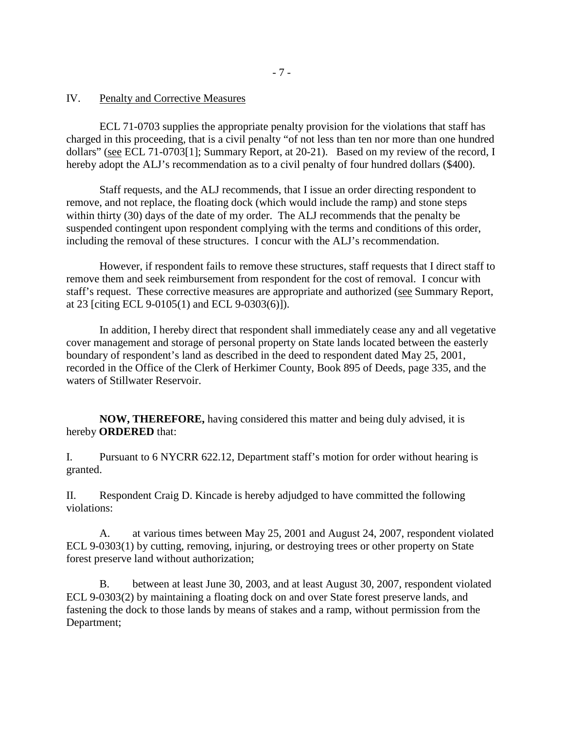## IV. Penalty and Corrective Measures

ECL 71-0703 supplies the appropriate penalty provision for the violations that staff has charged in this proceeding, that is a civil penalty "of not less than ten nor more than one hundred dollars" (see ECL 71-0703[1]; Summary Report, at 20-21). Based on my review of the record, I hereby adopt the ALJ's recommendation as to a civil penalty of four hundred dollars ($400).

Staff requests, and the ALJ recommends, that I issue an order directing respondent to remove, and not replace, the floating dock (which would include the ramp) and stone steps within thirty (30) days of the date of my order. The ALJ recommends that the penalty be suspended contingent upon respondent complying with the terms and conditions of this order, including the removal of these structures. I concur with the ALJ's recommendation.

However, if respondent fails to remove these structures, staff requests that I direct staff to remove them and seek reimbursement from respondent for the cost of removal. I concur with staff's request. These corrective measures are appropriate and authorized (see Summary Report, at 23 [citing ECL 9-0105(1) and ECL 9-0303(6)]).

In addition, I hereby direct that respondent shall immediately cease any and all vegetative cover management and storage of personal property on State lands located between the easterly boundary of respondent's land as described in the deed to respondent dated May 25, 2001, recorded in the Office of the Clerk of Herkimer County, Book 895 of Deeds, page 335, and the waters of Stillwater Reservoir.

**NOW, THEREFORE,** having considered this matter and being duly advised, it is hereby **ORDERED** that:

I. Pursuant to 6 NYCRR 622.12, Department staff's motion for order without hearing is granted.

II. Respondent Craig D. Kincade is hereby adjudged to have committed the following violations:

A. at various times between May 25, 2001 and August 24, 2007, respondent violated ECL 9-0303(1) by cutting, removing, injuring, or destroying trees or other property on State forest preserve land without authorization;

B. between at least June 30, 2003, and at least August 30, 2007, respondent violated ECL 9-0303(2) by maintaining a floating dock on and over State forest preserve lands, and fastening the dock to those lands by means of stakes and a ramp, without permission from the Department;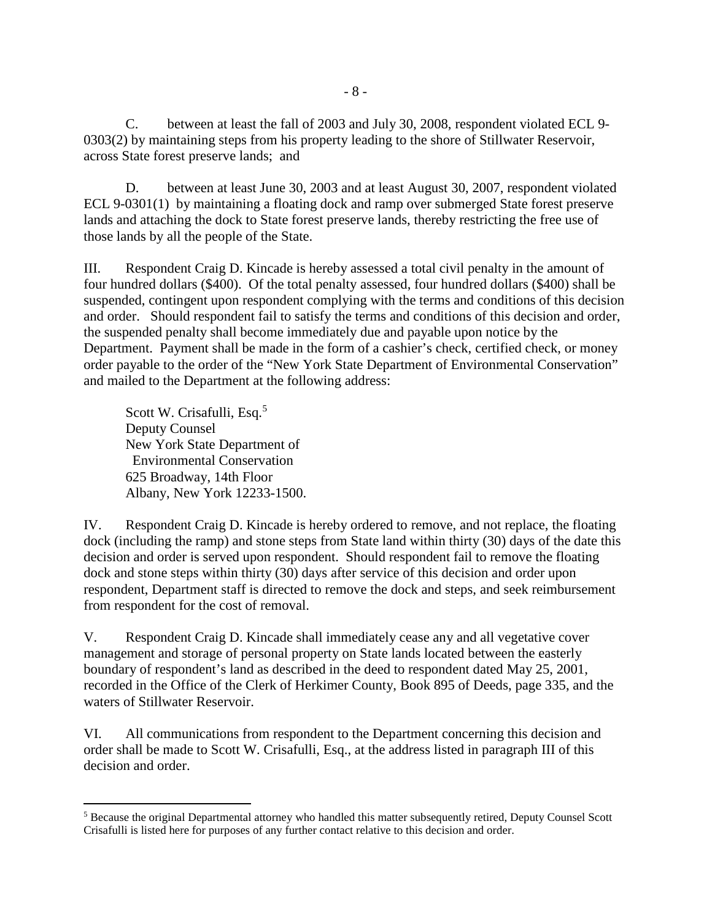C. between at least the fall of 2003 and July 30, 2008, respondent violated ECL 9-0303(2) by maintaining steps from his property leading to the shore of Stillwater Reservoir, across State forest preserve lands; and

D. between at least June 30, 2003 and at least August 30, 2007, respondent violated ECL 9-0301(1) by maintaining a floating dock and ramp over submerged State forest preserve lands and attaching the dock to State forest preserve lands, thereby restricting the free use of those lands by all the people of the State.

III. Respondent Craig D. Kincade is hereby assessed a total civil penalty in the amount of four hundred dollars ($400). Of the total penalty assessed, four hundred dollars ($400) shall be suspended, contingent upon respondent complying with the terms and conditions of this decision and order. Should respondent fail to satisfy the terms and conditions of this decision and order, the suspended penalty shall become immediately due and payable upon notice by the Department. Payment shall be made in the form of a cashier's check, certified check, or money order payable to the order of the "New York State Department of Environmental Conservation" and mailed to the Department at the following address:

Scott W. Crisafulli, Esq.[5]
Deputy Counsel
New York State Department of
Environmental Conservation
625 Broadway, 14th Floor
Albany, New York 12233-1500.

IV. Respondent Craig D. Kincade is hereby ordered to remove, and not replace, the floating dock (including the ramp) and stone steps from State land within thirty (30) days of the date this decision and order is served upon respondent. Should respondent fail to remove the floating dock and stone steps within thirty (30) days after service of this decision and order upon respondent, Department staff is directed to remove the dock and steps, and seek reimbursement from respondent for the cost of removal.

V. Respondent Craig D. Kincade shall immediately cease any and all vegetative cover management and storage of personal property on State lands located between the easterly boundary of respondent's land as described in the deed to respondent dated May 25, 2001, recorded in the Office of the Clerk of Herkimer County, Book 895 of Deeds, page 335, and the waters of Stillwater Reservoir.

VI. All communications from respondent to the Department concerning this decision and order shall be made to Scott W. Crisafulli, Esq., at the address listed in paragraph III of this decision and order.

[5] Because the original Departmental attorney who handled this matter subsequently retired, Deputy Counsel Scott Crisafulli is listed here for purposes of any further contact relative to this decision and order.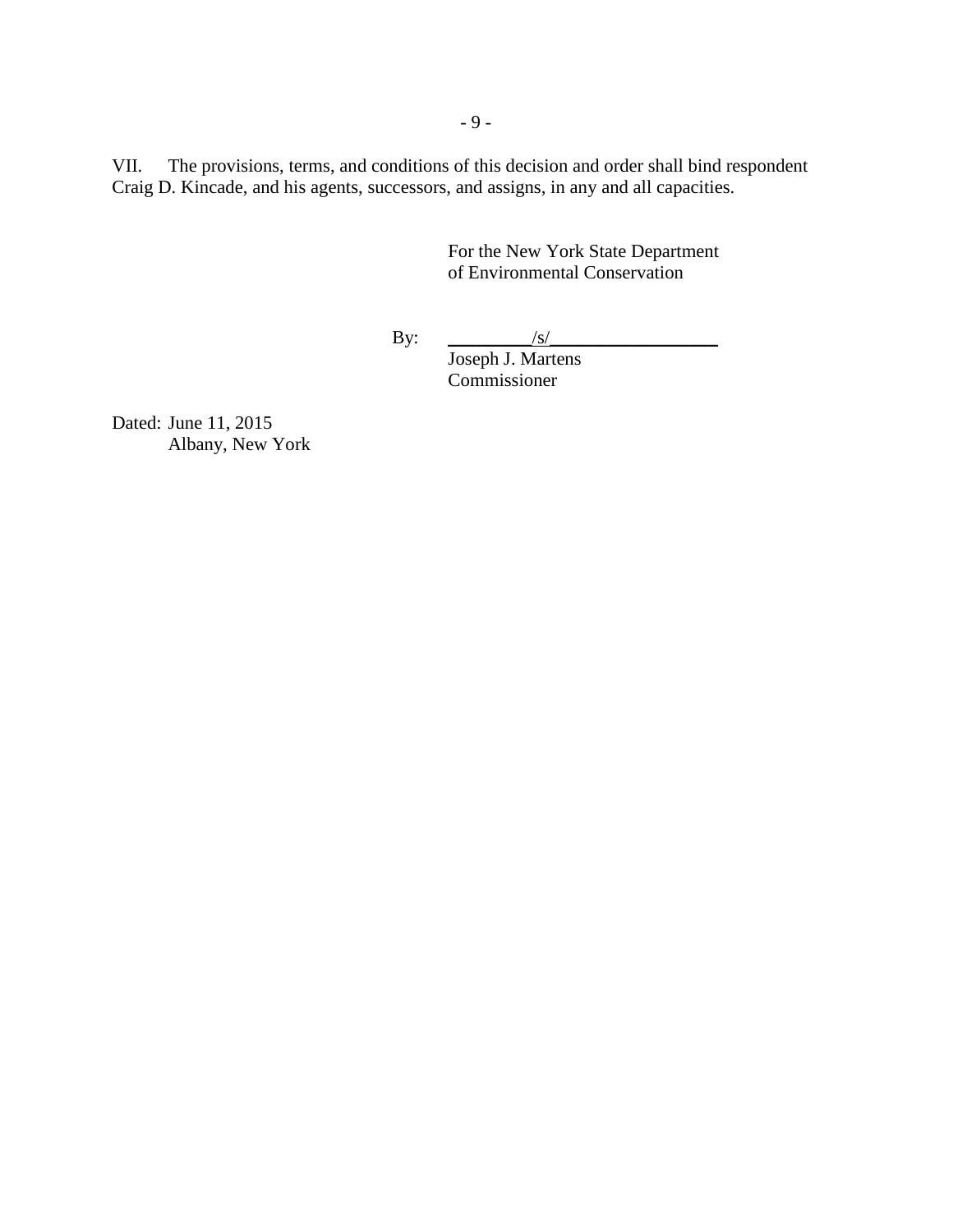VII. The provisions, terms, and conditions of this decision and order shall bind respondent Craig D. Kincade, and his agents, successors, and assigns, in any and all capacities.

For the New York State Department of Environmental Conservation

By: /s/  
Joseph J. Martens  
Commissioner

Dated: June 11, 2015  
Albany, New York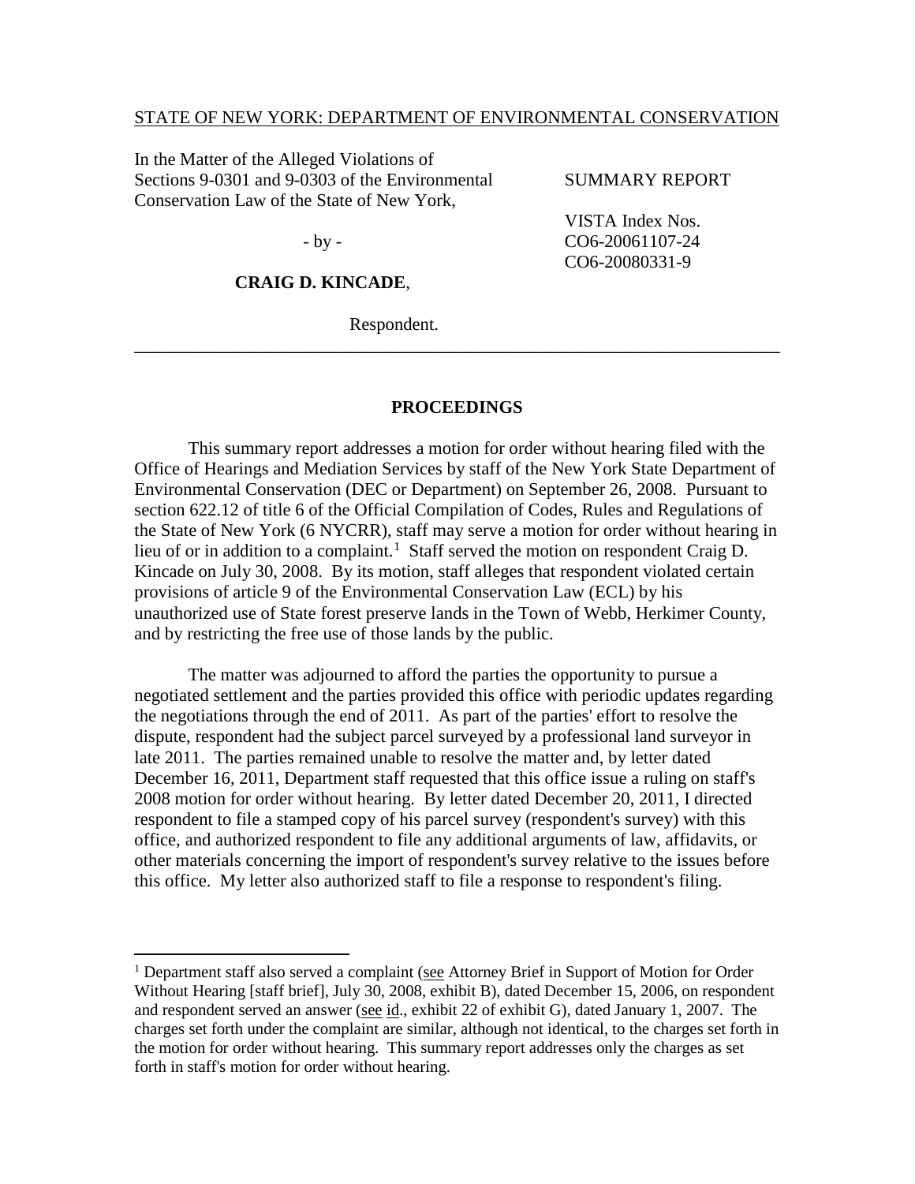STATE OF NEW YORK: DEPARTMENT OF ENVIRONMENTAL CONSERVATION

In the Matter of the Alleged Violations of Sections 9-0301 and 9-0303 of the Environmental Conservation Law of the State of New York,

- by -

**CRAIG D. KINCADE**,

Respondent.

SUMMARY REPORT

VISTA Index Nos.
CO6-20061107-24
CO6-20080331-9

---

## PROCEEDINGS

This summary report addresses a motion for order without hearing filed with the Office of Hearings and Mediation Services by staff of the New York State Department of Environmental Conservation (DEC or Department) on September 26, 2008. Pursuant to section 622.12 of title 6 of the Official Compilation of Codes, Rules and Regulations of the State of New York (6 NYCRR), staff may serve a motion for order without hearing in lieu of or in addition to a complaint.[1] Staff served the motion on respondent Craig D. Kincade on July 30, 2008. By its motion, staff alleges that respondent violated certain provisions of article 9 of the Environmental Conservation Law (ECL) by his unauthorized use of State forest preserve lands in the Town of Webb, Herkimer County, and by restricting the free use of those lands by the public.

The matter was adjourned to afford the parties the opportunity to pursue a negotiated settlement and the parties provided this office with periodic updates regarding the negotiations through the end of 2011. As part of the parties' effort to resolve the dispute, respondent had the subject parcel surveyed by a professional land surveyor in late 2011. The parties remained unable to resolve the matter and, by letter dated December 16, 2011, Department staff requested that this office issue a ruling on staff's 2008 motion for order without hearing. By letter dated December 20, 2011, I directed respondent to file a stamped copy of his parcel survey (respondent's survey) with this office, and authorized respondent to file any additional arguments of law, affidavits, or other materials concerning the import of respondent's survey relative to the issues before this office. My letter also authorized staff to file a response to respondent's filing.

---

[1] Department staff also served a complaint (see Attorney Brief in Support of Motion for Order Without Hearing [staff brief], July 30, 2008, exhibit B), dated December 15, 2006, on respondent and respondent served an answer (see id., exhibit 22 of exhibit G), dated January 1, 2007. The charges set forth under the complaint are similar, although not identical, to the charges set forth in the motion for order without hearing. This summary report addresses only the charges as set forth in staff's motion for order without hearing.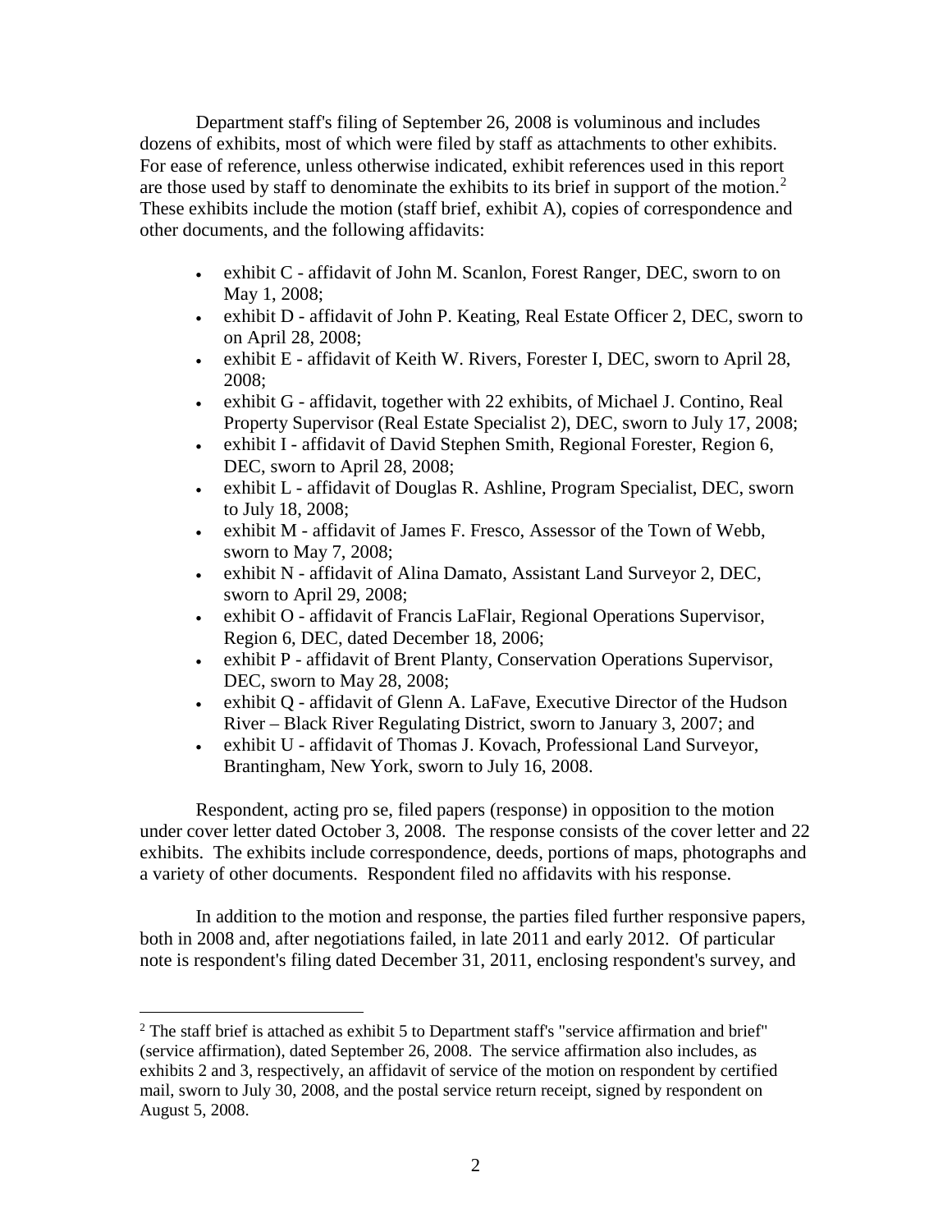Department staff's filing of September 26, 2008 is voluminous and includes dozens of exhibits, most of which were filed by staff as attachments to other exhibits. For ease of reference, unless otherwise indicated, exhibit references used in this report are those used by staff to denominate the exhibits to its brief in support of the motion.[2] These exhibits include the motion (staff brief, exhibit A), copies of correspondence and other documents, and the following affidavits:

- exhibit C - affidavit of John M. Scanlon, Forest Ranger, DEC, sworn to on May 1, 2008;
- exhibit D - affidavit of John P. Keating, Real Estate Officer 2, DEC, sworn to on April 28, 2008;
- exhibit E - affidavit of Keith W. Rivers, Forester I, DEC, sworn to April 28, 2008;
- exhibit G - affidavit, together with 22 exhibits, of Michael J. Contino, Real Property Supervisor (Real Estate Specialist 2), DEC, sworn to July 17, 2008;
- exhibit I - affidavit of David Stephen Smith, Regional Forester, Region 6, DEC, sworn to April 28, 2008;
- exhibit L - affidavit of Douglas R. Ashline, Program Specialist, DEC, sworn to July 18, 2008;
- exhibit M - affidavit of James F. Fresco, Assessor of the Town of Webb, sworn to May 7, 2008;
- exhibit N - affidavit of Alina Damato, Assistant Land Surveyor 2, DEC, sworn to April 29, 2008;
- exhibit O - affidavit of Francis LaFlair, Regional Operations Supervisor, Region 6, DEC, dated December 18, 2006;
- exhibit P - affidavit of Brent Planty, Conservation Operations Supervisor, DEC, sworn to May 28, 2008;
- exhibit Q - affidavit of Glenn A. LaFave, Executive Director of the Hudson River – Black River Regulating District, sworn to January 3, 2007; and
- exhibit U - affidavit of Thomas J. Kovach, Professional Land Surveyor, Brantingham, New York, sworn to July 16, 2008.

Respondent, acting pro se, filed papers (response) in opposition to the motion under cover letter dated October 3, 2008. The response consists of the cover letter and 22 exhibits. The exhibits include correspondence, deeds, portions of maps, photographs and a variety of other documents. Respondent filed no affidavits with his response.

In addition to the motion and response, the parties filed further responsive papers, both in 2008 and, after negotiations failed, in late 2011 and early 2012. Of particular note is respondent's filing dated December 31, 2011, enclosing respondent's survey, and

[2] The staff brief is attached as exhibit 5 to Department staff's "service affirmation and brief" (service affirmation), dated September 26, 2008. The service affirmation also includes, as exhibits 2 and 3, respectively, an affidavit of service of the motion on respondent by certified mail, sworn to July 30, 2008, and the postal service return receipt, signed by respondent on August 5, 2008.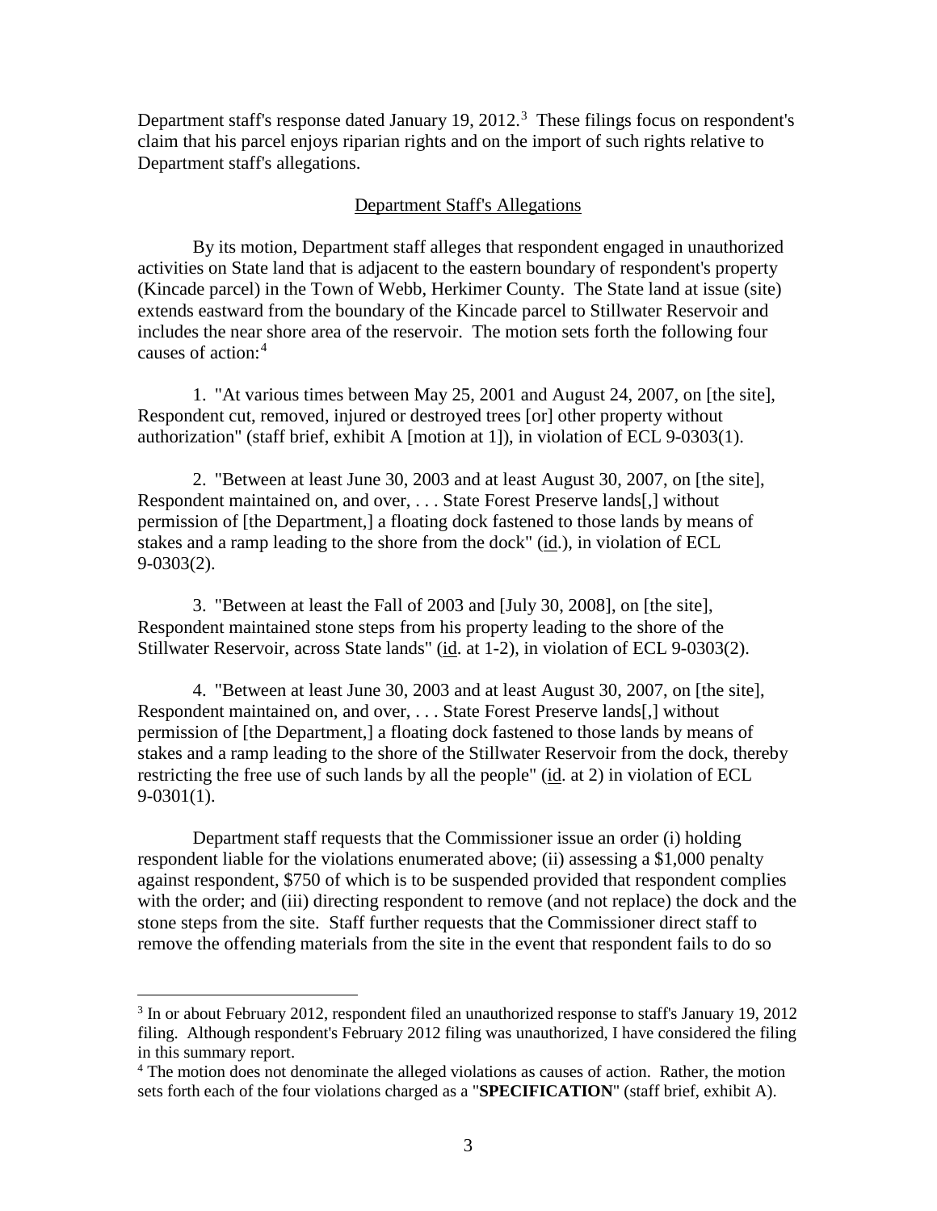Department staff's response dated January 19, 2012.[3] These filings focus on respondent's claim that his parcel enjoys riparian rights and on the import of such rights relative to Department staff's allegations.

## Department Staff's Allegations

By its motion, Department staff alleges that respondent engaged in unauthorized activities on State land that is adjacent to the eastern boundary of respondent's property (Kincade parcel) in the Town of Webb, Herkimer County. The State land at issue (site) extends eastward from the boundary of the Kincade parcel to Stillwater Reservoir and includes the near shore area of the reservoir. The motion sets forth the following four causes of action:[4]

1. "At various times between May 25, 2001 and August 24, 2007, on [the site], Respondent cut, removed, injured or destroyed trees [or] other property without authorization" (staff brief, exhibit A [motion at 1]), in violation of ECL 9-0303(1).

2. "Between at least June 30, 2003 and at least August 30, 2007, on [the site], Respondent maintained on, and over, . . . State Forest Preserve lands[,] without permission of [the Department,] a floating dock fastened to those lands by means of stakes and a ramp leading to the shore from the dock" (id.), in violation of ECL 9-0303(2).

3. "Between at least the Fall of 2003 and [July 30, 2008], on [the site], Respondent maintained stone steps from his property leading to the shore of the Stillwater Reservoir, across State lands" (id. at 1-2), in violation of ECL 9-0303(2).

4. "Between at least June 30, 2003 and at least August 30, 2007, on [the site], Respondent maintained on, and over, . . . State Forest Preserve lands[,] without permission of [the Department,] a floating dock fastened to those lands by means of stakes and a ramp leading to the shore of the Stillwater Reservoir from the dock, thereby restricting the free use of such lands by all the people" (id. at 2) in violation of ECL 9-0301(1).

Department staff requests that the Commissioner issue an order (i) holding respondent liable for the violations enumerated above; (ii) assessing a $1,000 penalty against respondent, $750 of which is to be suspended provided that respondent complies with the order; and (iii) directing respondent to remove (and not replace) the dock and the stone steps from the site. Staff further requests that the Commissioner direct staff to remove the offending materials from the site in the event that respondent fails to do so

---

[3] In or about February 2012, respondent filed an unauthorized response to staff's January 19, 2012 filing. Although respondent's February 2012 filing was unauthorized, I have considered the filing in this summary report.

[4] The motion does not denominate the alleged violations as causes of action. Rather, the motion sets forth each of the four violations charged as a "**SPECIFICATION**" (staff brief, exhibit A).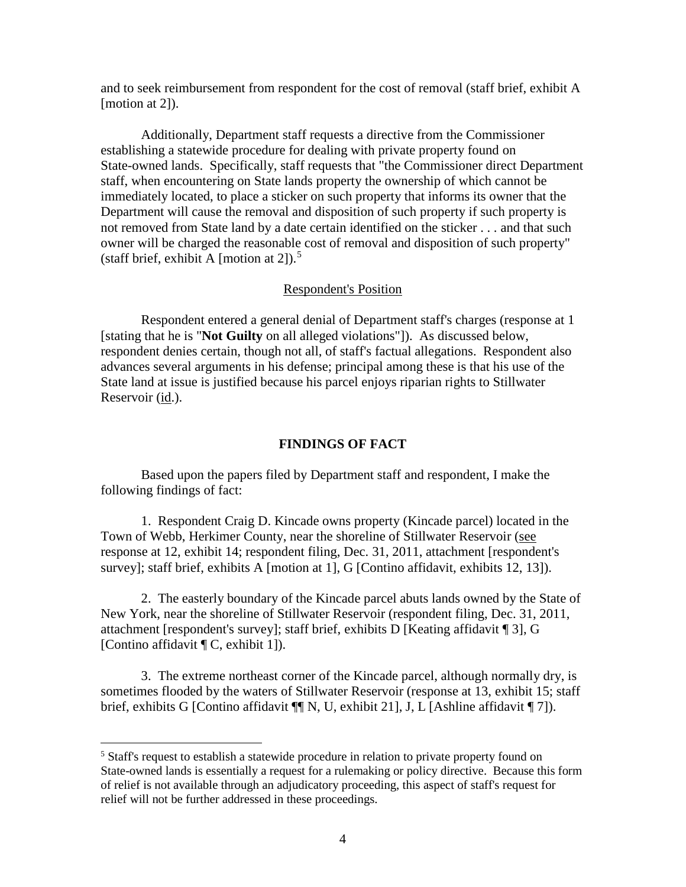and to seek reimbursement from respondent for the cost of removal (staff brief, exhibit A [motion at 2]).

Additionally, Department staff requests a directive from the Commissioner establishing a statewide procedure for dealing with private property found on State-owned lands. Specifically, staff requests that "the Commissioner direct Department staff, when encountering on State lands property the ownership of which cannot be immediately located, to place a sticker on such property that informs its owner that the Department will cause the removal and disposition of such property if such property is not removed from State land by a date certain identified on the sticker . . . and that such owner will be charged the reasonable cost of removal and disposition of such property" (staff brief, exhibit A [motion at 2]).[5]

Respondent's Position

Respondent entered a general denial of Department staff's charges (response at 1 [stating that he is "**Not Guilty** on all alleged violations"]). As discussed below, respondent denies certain, though not all, of staff's factual allegations. Respondent also advances several arguments in his defense; principal among these is that his use of the State land at issue is justified because his parcel enjoys riparian rights to Stillwater Reservoir (id.).

## FINDINGS OF FACT

Based upon the papers filed by Department staff and respondent, I make the following findings of fact:

1. Respondent Craig D. Kincade owns property (Kincade parcel) located in the Town of Webb, Herkimer County, near the shoreline of Stillwater Reservoir (see response at 12, exhibit 14; respondent filing, Dec. 31, 2011, attachment [respondent's survey]; staff brief, exhibits A [motion at 1], G [Contino affidavit, exhibits 12, 13]).

2. The easterly boundary of the Kincade parcel abuts lands owned by the State of New York, near the shoreline of Stillwater Reservoir (respondent filing, Dec. 31, 2011, attachment [respondent's survey]; staff brief, exhibits D [Keating affidavit ¶ 3], G [Contino affidavit ¶ C, exhibit 1]).

3. The extreme northeast corner of the Kincade parcel, although normally dry, is sometimes flooded by the waters of Stillwater Reservoir (response at 13, exhibit 15; staff brief, exhibits G [Contino affidavit ¶¶ N, U, exhibit 21], J, L [Ashline affidavit ¶ 7]).

[5] Staff's request to establish a statewide procedure in relation to private property found on State-owned lands is essentially a request for a rulemaking or policy directive. Because this form of relief is not available through an adjudicatory proceeding, this aspect of staff's request for relief will not be further addressed in these proceedings.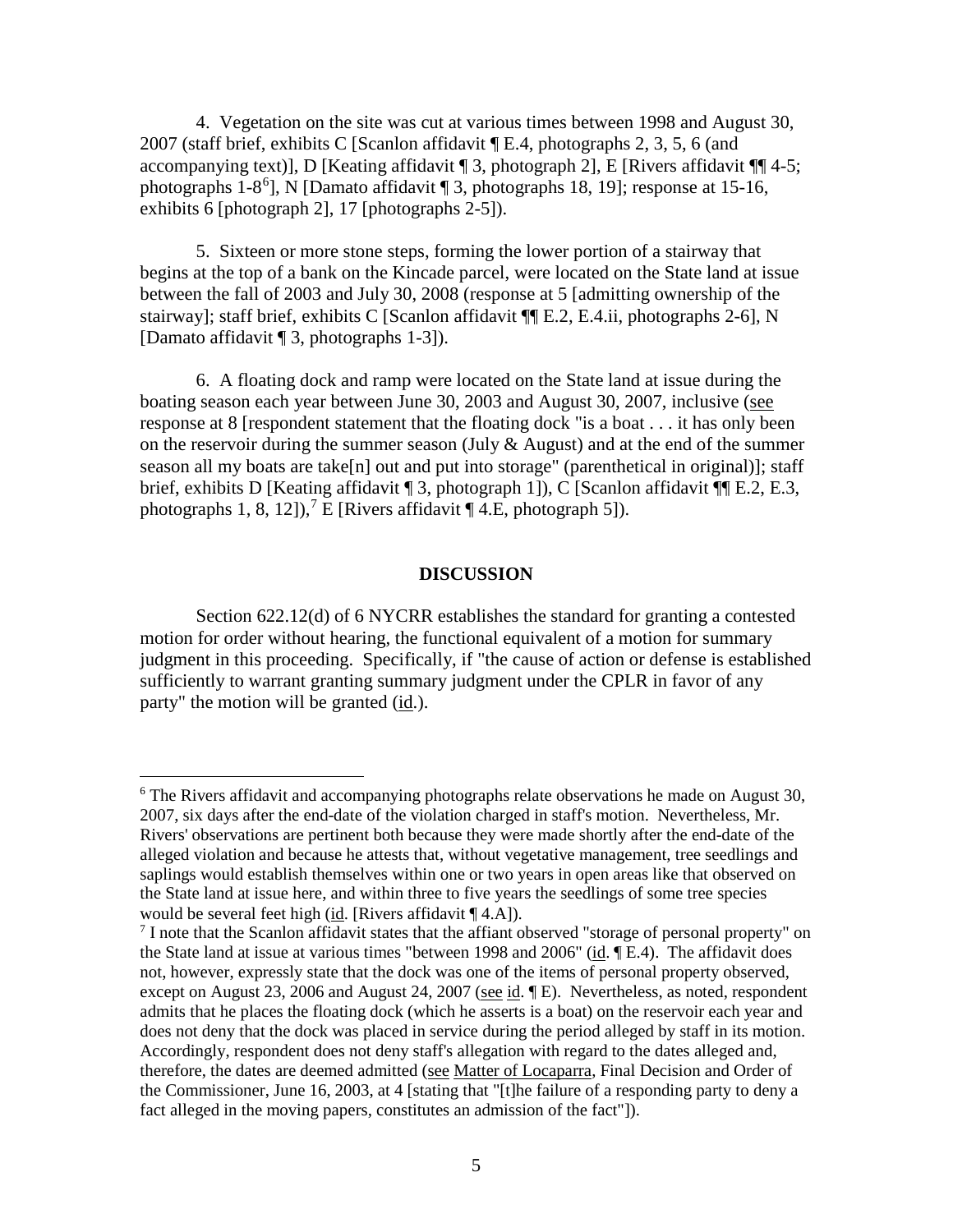4. Vegetation on the site was cut at various times between 1998 and August 30, 2007 (staff brief, exhibits C [Scanlon affidavit ¶ E.4, photographs 2, 3, 5, 6 (and accompanying text)], D [Keating affidavit ¶ 3, photograph 2], E [Rivers affidavit ¶¶ 4-5; photographs 1-8[6]], N [Damato affidavit ¶ 3, photographs 18, 19]; response at 15-16, exhibits 6 [photograph 2], 17 [photographs 2-5]).

5. Sixteen or more stone steps, forming the lower portion of a stairway that begins at the top of a bank on the Kincade parcel, were located on the State land at issue between the fall of 2003 and July 30, 2008 (response at 5 [admitting ownership of the stairway]; staff brief, exhibits C [Scanlon affidavit ¶¶ E.2, E.4.ii, photographs 2-6], N [Damato affidavit ¶ 3, photographs 1-3]).

6. A floating dock and ramp were located on the State land at issue during the boating season each year between June 30, 2003 and August 30, 2007, inclusive (see response at 8 [respondent statement that the floating dock "is a boat . . . it has only been on the reservoir during the summer season (July & August) and at the end of the summer season all my boats are take[n] out and put into storage" (parenthetical in original)]; staff brief, exhibits D [Keating affidavit ¶ 3, photograph 1]), C [Scanlon affidavit ¶¶ E.2, E.3, photographs 1, 8, 12]),[7] E [Rivers affidavit ¶ 4.E, photograph 5]).

## DISCUSSION

Section 622.12(d) of 6 NYCRR establishes the standard for granting a contested motion for order without hearing, the functional equivalent of a motion for summary judgment in this proceeding. Specifically, if "the cause of action or defense is established sufficiently to warrant granting summary judgment under the CPLR in favor of any party" the motion will be granted (id.).

---

[6] The Rivers affidavit and accompanying photographs relate observations he made on August 30, 2007, six days after the end-date of the violation charged in staff's motion. Nevertheless, Mr. Rivers' observations are pertinent both because they were made shortly after the end-date of the alleged violation and because he attests that, without vegetative management, tree seedlings and saplings would establish themselves within one or two years in open areas like that observed on the State land at issue here, and within three to five years the seedlings of some tree species would be several feet high (id. [Rivers affidavit ¶ 4.A]).

[7] I note that the Scanlon affidavit states that the affiant observed "storage of personal property" on the State land at issue at various times "between 1998 and 2006" (id. ¶ E.4). The affidavit does not, however, expressly state that the dock was one of the items of personal property observed, except on August 23, 2006 and August 24, 2007 (see id. ¶ E). Nevertheless, as noted, respondent admits that he places the floating dock (which he asserts is a boat) on the reservoir each year and does not deny that the dock was placed in service during the period alleged by staff in its motion. Accordingly, respondent does not deny staff's allegation with regard to the dates alleged and, therefore, the dates are deemed admitted (see Matter of Locaparra, Final Decision and Order of the Commissioner, June 16, 2003, at 4 [stating that "[t]he failure of a responding party to deny a fact alleged in the moving papers, constitutes an admission of the fact"]).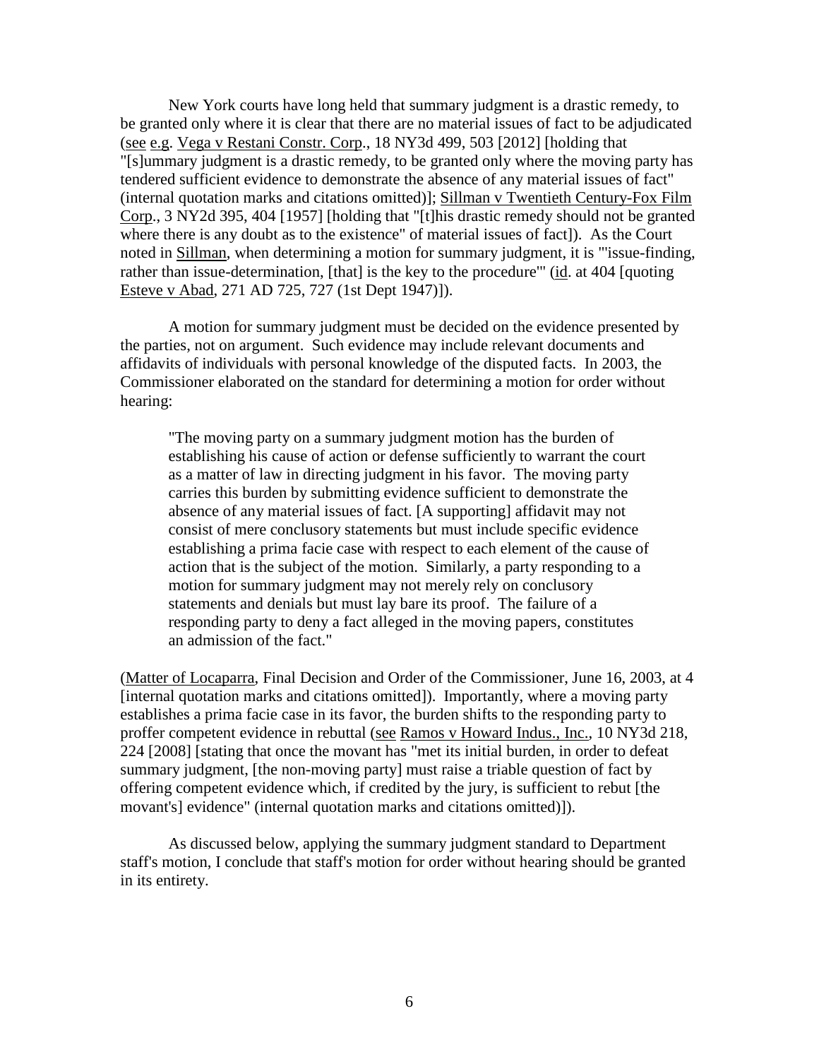New York courts have long held that summary judgment is a drastic remedy, to be granted only where it is clear that there are no material issues of fact to be adjudicated (see e.g. Vega v Restani Constr. Corp., 18 NY3d 499, 503 [2012] [holding that "[s]ummary judgment is a drastic remedy, to be granted only where the moving party has tendered sufficient evidence to demonstrate the absence of any material issues of fact" (internal quotation marks and citations omitted)]; Sillman v Twentieth Century-Fox Film Corp., 3 NY2d 395, 404 [1957] [holding that "[t]his drastic remedy should not be granted where there is any doubt as to the existence" of material issues of fact]). As the Court noted in Sillman, when determining a motion for summary judgment, it is "'issue-finding, rather than issue-determination, [that] is the key to the procedure'" (id. at 404 [quoting Esteve v Abad, 271 AD 725, 727 (1st Dept 1947)]).

A motion for summary judgment must be decided on the evidence presented by the parties, not on argument. Such evidence may include relevant documents and affidavits of individuals with personal knowledge of the disputed facts. In 2003, the Commissioner elaborated on the standard for determining a motion for order without hearing:

> "The moving party on a summary judgment motion has the burden of establishing his cause of action or defense sufficiently to warrant the court as a matter of law in directing judgment in his favor. The moving party carries this burden by submitting evidence sufficient to demonstrate the absence of any material issues of fact. [A supporting] affidavit may not consist of mere conclusory statements but must include specific evidence establishing a prima facie case with respect to each element of the cause of action that is the subject of the motion. Similarly, a party responding to a motion for summary judgment may not merely rely on conclusory statements and denials but must lay bare its proof. The failure of a responding party to deny a fact alleged in the moving papers, constitutes an admission of the fact."

(Matter of Locaparra, Final Decision and Order of the Commissioner, June 16, 2003, at 4 [internal quotation marks and citations omitted]). Importantly, where a moving party establishes a prima facie case in its favor, the burden shifts to the responding party to proffer competent evidence in rebuttal (see Ramos v Howard Indus., Inc., 10 NY3d 218, 224 [2008] [stating that once the movant has "met its initial burden, in order to defeat summary judgment, [the non-moving party] must raise a triable question of fact by offering competent evidence which, if credited by the jury, is sufficient to rebut [the movant's] evidence" (internal quotation marks and citations omitted)]).

As discussed below, applying the summary judgment standard to Department staff's motion, I conclude that staff's motion for order without hearing should be granted in its entirety.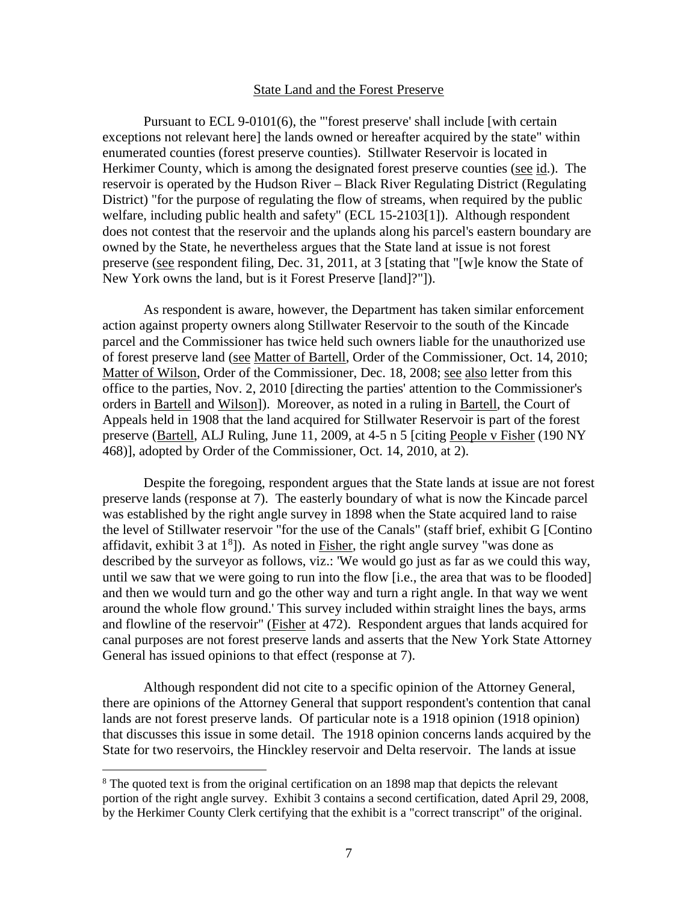## State Land and the Forest Preserve

Pursuant to ECL 9-0101(6), the "'forest preserve' shall include [with certain exceptions not relevant here] the lands owned or hereafter acquired by the state" within enumerated counties (forest preserve counties). Stillwater Reservoir is located in Herkimer County, which is among the designated forest preserve counties (see id.). The reservoir is operated by the Hudson River – Black River Regulating District (Regulating District) "for the purpose of regulating the flow of streams, when required by the public welfare, including public health and safety" (ECL 15-2103[1]). Although respondent does not contest that the reservoir and the uplands along his parcel's eastern boundary are owned by the State, he nevertheless argues that the State land at issue is not forest preserve (see respondent filing, Dec. 31, 2011, at 3 [stating that "[w]e know the State of New York owns the land, but is it Forest Preserve [land]?"]).

As respondent is aware, however, the Department has taken similar enforcement action against property owners along Stillwater Reservoir to the south of the Kincade parcel and the Commissioner has twice held such owners liable for the unauthorized use of forest preserve land (see Matter of Bartell, Order of the Commissioner, Oct. 14, 2010; Matter of Wilson, Order of the Commissioner, Dec. 18, 2008; see also letter from this office to the parties, Nov. 2, 2010 [directing the parties' attention to the Commissioner's orders in Bartell and Wilson]). Moreover, as noted in a ruling in Bartell, the Court of Appeals held in 1908 that the land acquired for Stillwater Reservoir is part of the forest preserve (Bartell, ALJ Ruling, June 11, 2009, at 4-5 n 5 [citing People v Fisher (190 NY 468)], adopted by Order of the Commissioner, Oct. 14, 2010, at 2).

Despite the foregoing, respondent argues that the State lands at issue are not forest preserve lands (response at 7). The easterly boundary of what is now the Kincade parcel was established by the right angle survey in 1898 when the State acquired land to raise the level of Stillwater reservoir "for the use of the Canals" (staff brief, exhibit G [Contino affidavit, exhibit 3 at 1[8]]). As noted in Fisher, the right angle survey "was done as described by the surveyor as follows, viz.: 'We would go just as far as we could this way, until we saw that we were going to run into the flow [i.e., the area that was to be flooded] and then we would turn and go the other way and turn a right angle. In that way we went around the whole flow ground.' This survey included within straight lines the bays, arms and flowline of the reservoir" (Fisher at 472). Respondent argues that lands acquired for canal purposes are not forest preserve lands and asserts that the New York State Attorney General has issued opinions to that effect (response at 7).

Although respondent did not cite to a specific opinion of the Attorney General, there are opinions of the Attorney General that support respondent's contention that canal lands are not forest preserve lands. Of particular note is a 1918 opinion (1918 opinion) that discusses this issue in some detail. The 1918 opinion concerns lands acquired by the State for two reservoirs, the Hinckley reservoir and Delta reservoir. The lands at issue

[8] The quoted text is from the original certification on an 1898 map that depicts the relevant portion of the right angle survey. Exhibit 3 contains a second certification, dated April 29, 2008, by the Herkimer County Clerk certifying that the exhibit is a "correct transcript" of the original.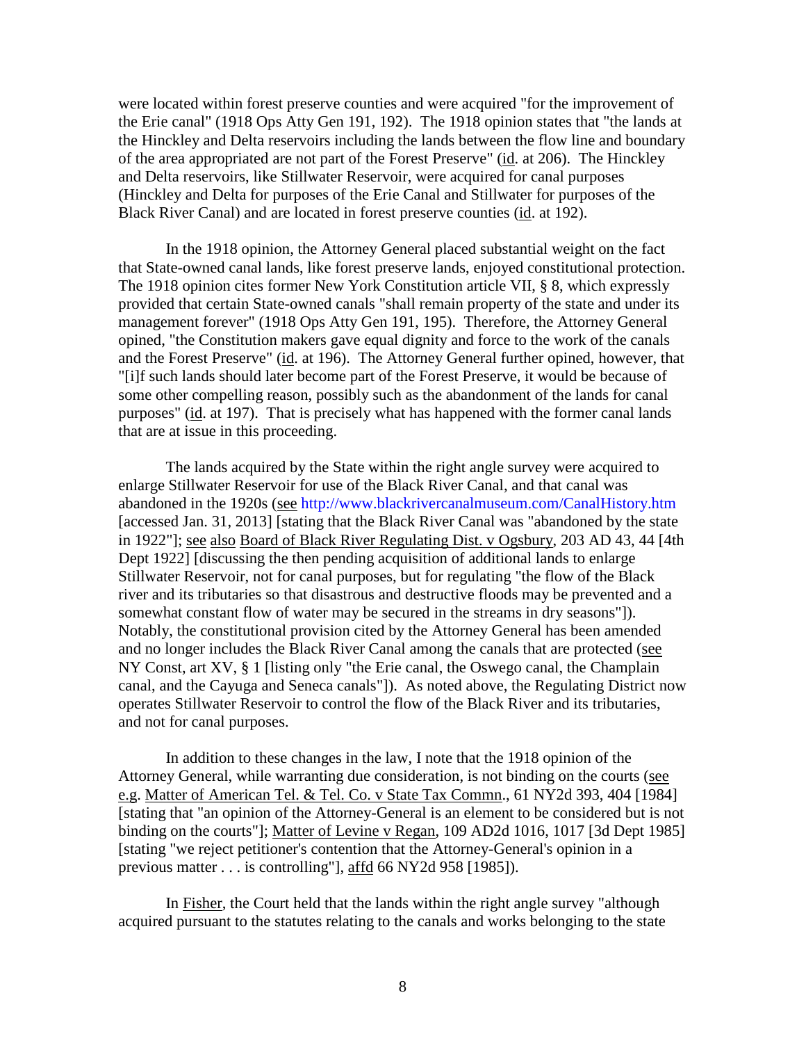were located within forest preserve counties and were acquired "for the improvement of the Erie canal" (1918 Ops Atty Gen 191, 192). The 1918 opinion states that "the lands at the Hinckley and Delta reservoirs including the lands between the flow line and boundary of the area appropriated are not part of the Forest Preserve" (id. at 206). The Hinckley and Delta reservoirs, like Stillwater Reservoir, were acquired for canal purposes (Hinckley and Delta for purposes of the Erie Canal and Stillwater for purposes of the Black River Canal) and are located in forest preserve counties (id. at 192).

In the 1918 opinion, the Attorney General placed substantial weight on the fact that State-owned canal lands, like forest preserve lands, enjoyed constitutional protection. The 1918 opinion cites former New York Constitution article VII, § 8, which expressly provided that certain State-owned canals "shall remain property of the state and under its management forever" (1918 Ops Atty Gen 191, 195). Therefore, the Attorney General opined, "the Constitution makers gave equal dignity and force to the work of the canals and the Forest Preserve" (id. at 196). The Attorney General further opined, however, that "[i]f such lands should later become part of the Forest Preserve, it would be because of some other compelling reason, possibly such as the abandonment of the lands for canal purposes" (id. at 197). That is precisely what has happened with the former canal lands that are at issue in this proceeding.

The lands acquired by the State within the right angle survey were acquired to enlarge Stillwater Reservoir for use of the Black River Canal, and that canal was abandoned in the 1920s (see http://www.blackrivercanalmuseum.com/CanalHistory.htm [accessed Jan. 31, 2013] [stating that the Black River Canal was "abandoned by the state in 1922"]; see also Board of Black River Regulating Dist. v Ogsbury, 203 AD 43, 44 [4th Dept 1922] [discussing the then pending acquisition of additional lands to enlarge Stillwater Reservoir, not for canal purposes, but for regulating "the flow of the Black river and its tributaries so that disastrous and destructive floods may be prevented and a somewhat constant flow of water may be secured in the streams in dry seasons"]). Notably, the constitutional provision cited by the Attorney General has been amended and no longer includes the Black River Canal among the canals that are protected (see NY Const, art XV, § 1 [listing only "the Erie canal, the Oswego canal, the Champlain canal, and the Cayuga and Seneca canals"]). As noted above, the Regulating District now operates Stillwater Reservoir to control the flow of the Black River and its tributaries, and not for canal purposes.

In addition to these changes in the law, I note that the 1918 opinion of the Attorney General, while warranting due consideration, is not binding on the courts (see e.g. Matter of American Tel. & Tel. Co. v State Tax Commn., 61 NY2d 393, 404 [1984] [stating that "an opinion of the Attorney-General is an element to be considered but is not binding on the courts"]; Matter of Levine v Regan, 109 AD2d 1016, 1017 [3d Dept 1985] [stating "we reject petitioner's contention that the Attorney-General's opinion in a previous matter . . . is controlling"], affd 66 NY2d 958 [1985]).

In Fisher, the Court held that the lands within the right angle survey "although acquired pursuant to the statutes relating to the canals and works belonging to the state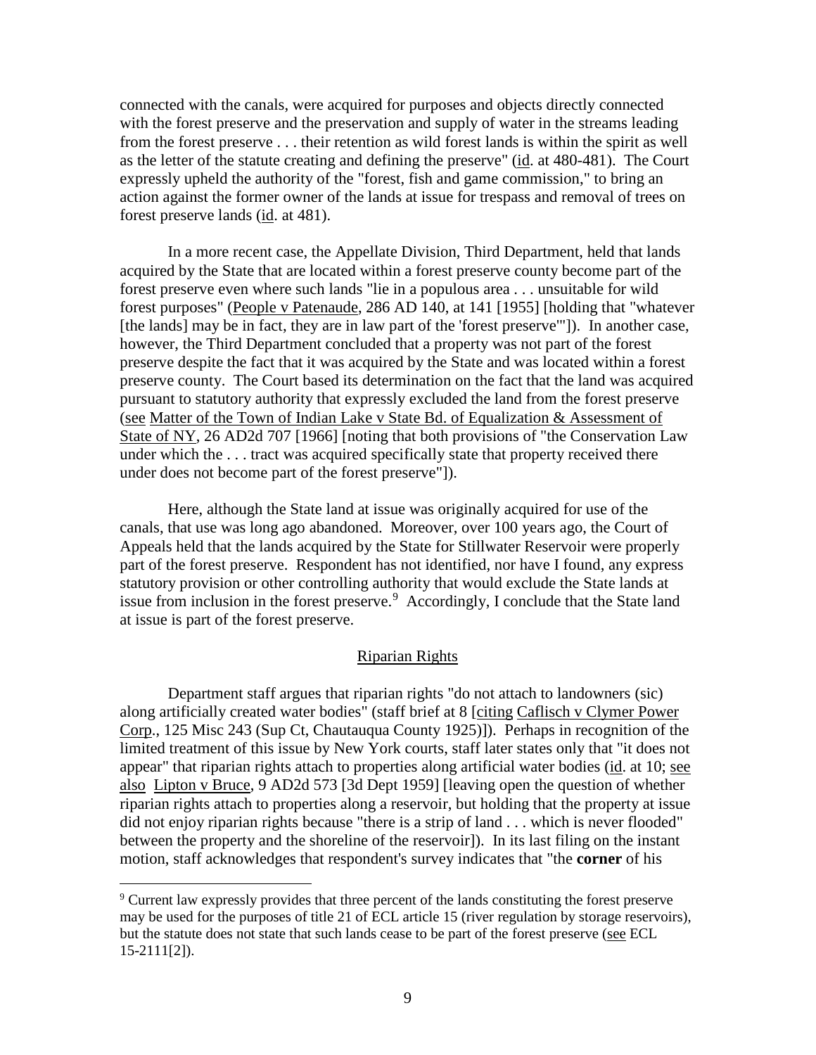connected with the canals, were acquired for purposes and objects directly connected with the forest preserve and the preservation and supply of water in the streams leading from the forest preserve . . . their retention as wild forest lands is within the spirit as well as the letter of the statute creating and defining the preserve" (id. at 480-481). The Court expressly upheld the authority of the "forest, fish and game commission," to bring an action against the former owner of the lands at issue for trespass and removal of trees on forest preserve lands (id. at 481).

In a more recent case, the Appellate Division, Third Department, held that lands acquired by the State that are located within a forest preserve county become part of the forest preserve even where such lands "lie in a populous area . . . unsuitable for wild forest purposes" (People v Patenaude, 286 AD 140, at 141 [1955] [holding that "whatever [the lands] may be in fact, they are in law part of the 'forest preserve'"]). In another case, however, the Third Department concluded that a property was not part of the forest preserve despite the fact that it was acquired by the State and was located within a forest preserve county. The Court based its determination on the fact that the land was acquired pursuant to statutory authority that expressly excluded the land from the forest preserve (see Matter of the Town of Indian Lake v State Bd. of Equalization & Assessment of State of NY, 26 AD2d 707 [1966] [noting that both provisions of "the Conservation Law under which the . . . tract was acquired specifically state that property received there under does not become part of the forest preserve"]).

Here, although the State land at issue was originally acquired for use of the canals, that use was long ago abandoned. Moreover, over 100 years ago, the Court of Appeals held that the lands acquired by the State for Stillwater Reservoir were properly part of the forest preserve. Respondent has not identified, nor have I found, any express statutory provision or other controlling authority that would exclude the State lands at issue from inclusion in the forest preserve.[9] Accordingly, I conclude that the State land at issue is part of the forest preserve.

## Riparian Rights

Department staff argues that riparian rights "do not attach to landowners (sic) along artificially created water bodies" (staff brief at 8 [citing Caflisch v Clymer Power Corp., 125 Misc 243 (Sup Ct, Chautauqua County 1925)]). Perhaps in recognition of the limited treatment of this issue by New York courts, staff later states only that "it does not appear" that riparian rights attach to properties along artificial water bodies (id. at 10; see also Lipton v Bruce, 9 AD2d 573 [3d Dept 1959] [leaving open the question of whether riparian rights attach to properties along a reservoir, but holding that the property at issue did not enjoy riparian rights because "there is a strip of land . . . which is never flooded" between the property and the shoreline of the reservoir]). In its last filing on the instant motion, staff acknowledges that respondent's survey indicates that "the **corner** of his

[9] Current law expressly provides that three percent of the lands constituting the forest preserve may be used for the purposes of title 21 of ECL article 15 (river regulation by storage reservoirs), but the statute does not state that such lands cease to be part of the forest preserve (see ECL 15-2111[2]).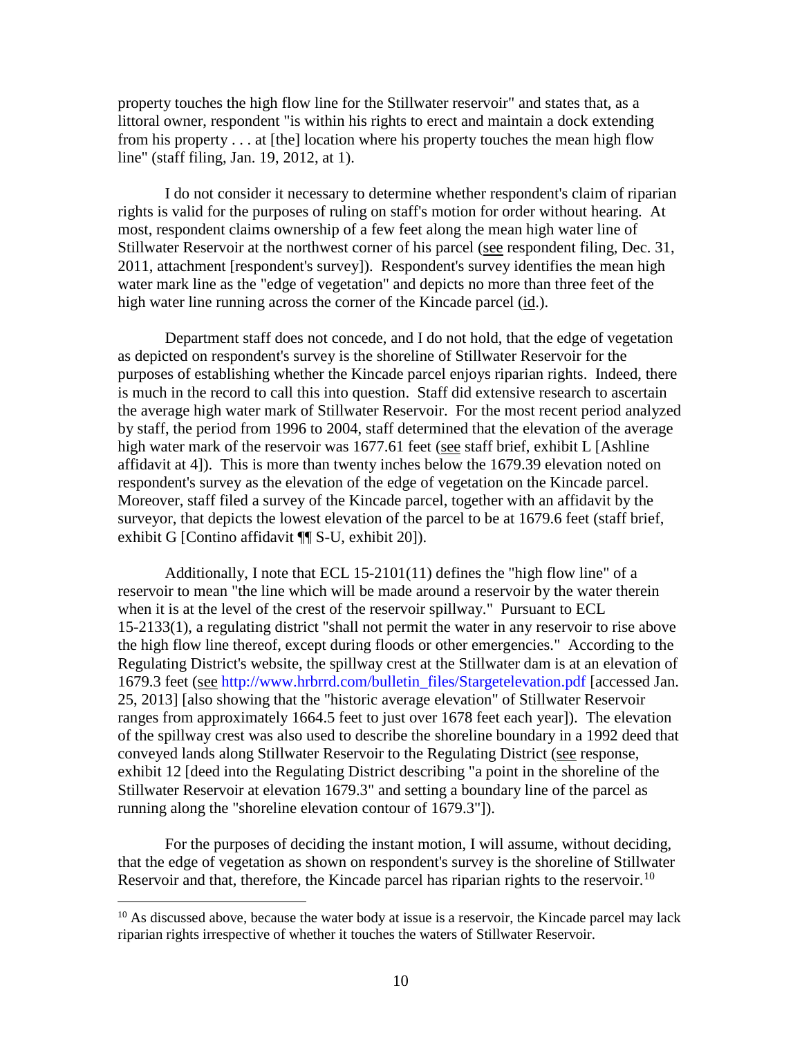property touches the high flow line for the Stillwater reservoir" and states that, as a littoral owner, respondent "is within his rights to erect and maintain a dock extending from his property . . . at [the] location where his property touches the mean high flow line" (staff filing, Jan. 19, 2012, at 1).

I do not consider it necessary to determine whether respondent's claim of riparian rights is valid for the purposes of ruling on staff's motion for order without hearing. At most, respondent claims ownership of a few feet along the mean high water line of Stillwater Reservoir at the northwest corner of his parcel (see respondent filing, Dec. 31, 2011, attachment [respondent's survey]). Respondent's survey identifies the mean high water mark line as the "edge of vegetation" and depicts no more than three feet of the high water line running across the corner of the Kincade parcel (id.).

Department staff does not concede, and I do not hold, that the edge of vegetation as depicted on respondent's survey is the shoreline of Stillwater Reservoir for the purposes of establishing whether the Kincade parcel enjoys riparian rights. Indeed, there is much in the record to call this into question. Staff did extensive research to ascertain the average high water mark of Stillwater Reservoir. For the most recent period analyzed by staff, the period from 1996 to 2004, staff determined that the elevation of the average high water mark of the reservoir was 1677.61 feet (see staff brief, exhibit L [Ashline affidavit at 4]). This is more than twenty inches below the 1679.39 elevation noted on respondent's survey as the elevation of the edge of vegetation on the Kincade parcel. Moreover, staff filed a survey of the Kincade parcel, together with an affidavit by the surveyor, that depicts the lowest elevation of the parcel to be at 1679.6 feet (staff brief, exhibit G [Contino affidavit ¶¶ S-U, exhibit 20]).

Additionally, I note that ECL 15-2101(11) defines the "high flow line" of a reservoir to mean "the line which will be made around a reservoir by the water therein when it is at the level of the crest of the reservoir spillway." Pursuant to ECL 15-2133(1), a regulating district "shall not permit the water in any reservoir to rise above the high flow line thereof, except during floods or other emergencies." According to the Regulating District's website, the spillway crest at the Stillwater dam is at an elevation of 1679.3 feet (see http://www.hrbrrd.com/bulletin_files/Stargetelevation.pdf [accessed Jan. 25, 2013] [also showing that the "historic average elevation" of Stillwater Reservoir ranges from approximately 1664.5 feet to just over 1678 feet each year]). The elevation of the spillway crest was also used to describe the shoreline boundary in a 1992 deed that conveyed lands along Stillwater Reservoir to the Regulating District (see response, exhibit 12 [deed into the Regulating District describing "a point in the shoreline of the Stillwater Reservoir at elevation 1679.3" and setting a boundary line of the parcel as running along the "shoreline elevation contour of 1679.3"]).

For the purposes of deciding the instant motion, I will assume, without deciding, that the edge of vegetation as shown on respondent's survey is the shoreline of Stillwater Reservoir and that, therefore, the Kincade parcel has riparian rights to the reservoir.[10]

---

[10] As discussed above, because the water body at issue is a reservoir, the Kincade parcel may lack riparian rights irrespective of whether it touches the waters of Stillwater Reservoir.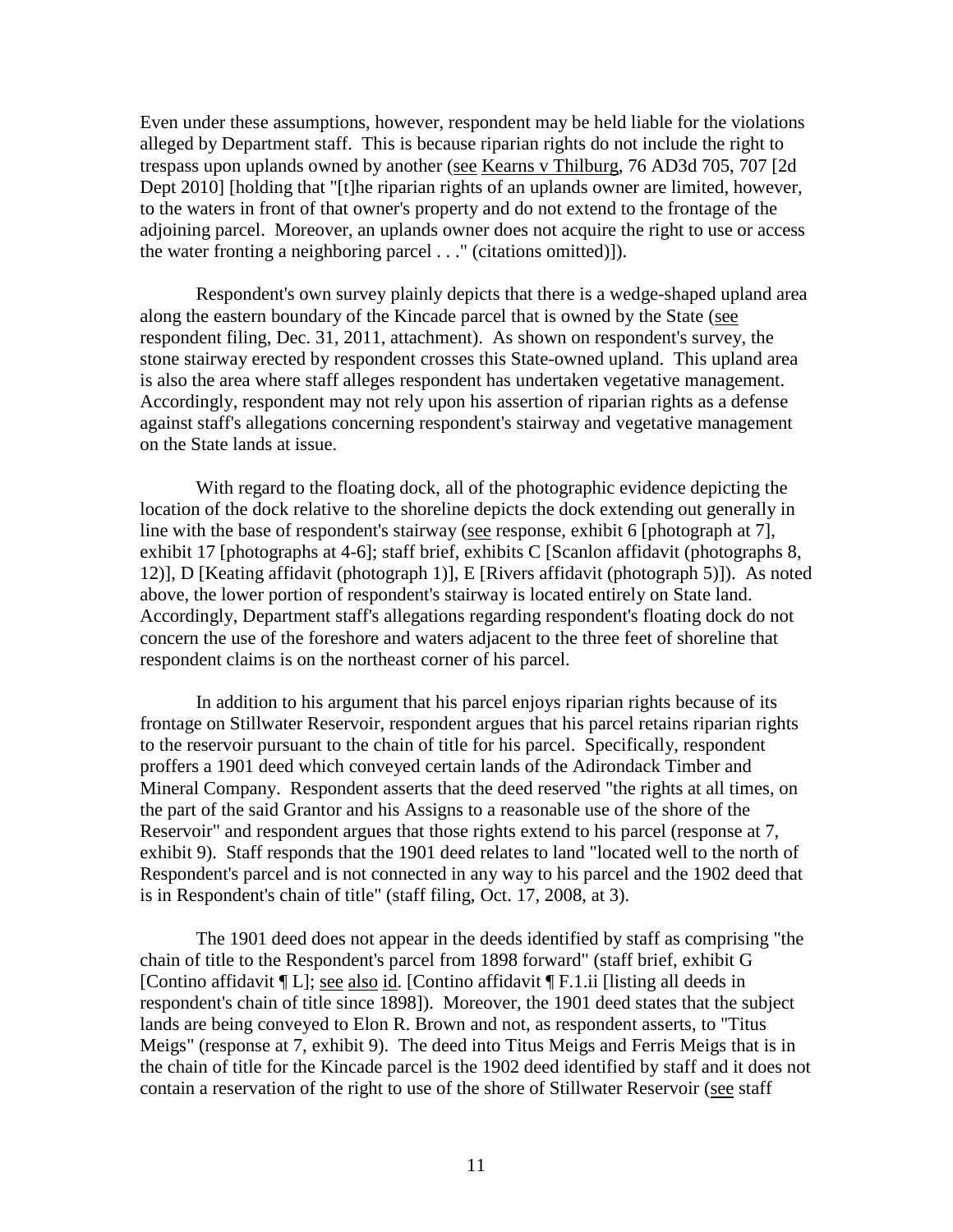Even under these assumptions, however, respondent may be held liable for the violations alleged by Department staff. This is because riparian rights do not include the right to trespass upon uplands owned by another (see Kearns v Thilburg, 76 AD3d 705, 707 [2d Dept 2010] [holding that "[t]he riparian rights of an uplands owner are limited, however, to the waters in front of that owner's property and do not extend to the frontage of the adjoining parcel. Moreover, an uplands owner does not acquire the right to use or access the water fronting a neighboring parcel . . ." (citations omitted)]).

Respondent's own survey plainly depicts that there is a wedge-shaped upland area along the eastern boundary of the Kincade parcel that is owned by the State (see respondent filing, Dec. 31, 2011, attachment). As shown on respondent's survey, the stone stairway erected by respondent crosses this State-owned upland. This upland area is also the area where staff alleges respondent has undertaken vegetative management. Accordingly, respondent may not rely upon his assertion of riparian rights as a defense against staff's allegations concerning respondent's stairway and vegetative management on the State lands at issue.

With regard to the floating dock, all of the photographic evidence depicting the location of the dock relative to the shoreline depicts the dock extending out generally in line with the base of respondent's stairway (see response, exhibit 6 [photograph at 7], exhibit 17 [photographs at 4-6]; staff brief, exhibits C [Scanlon affidavit (photographs 8, 12)], D [Keating affidavit (photograph 1)], E [Rivers affidavit (photograph 5)]). As noted above, the lower portion of respondent's stairway is located entirely on State land. Accordingly, Department staff's allegations regarding respondent's floating dock do not concern the use of the foreshore and waters adjacent to the three feet of shoreline that respondent claims is on the northeast corner of his parcel.

In addition to his argument that his parcel enjoys riparian rights because of its frontage on Stillwater Reservoir, respondent argues that his parcel retains riparian rights to the reservoir pursuant to the chain of title for his parcel. Specifically, respondent proffers a 1901 deed which conveyed certain lands of the Adirondack Timber and Mineral Company. Respondent asserts that the deed reserved "the rights at all times, on the part of the said Grantor and his Assigns to a reasonable use of the shore of the Reservoir" and respondent argues that those rights extend to his parcel (response at 7, exhibit 9). Staff responds that the 1901 deed relates to land "located well to the north of Respondent's parcel and is not connected in any way to his parcel and the 1902 deed that is in Respondent's chain of title" (staff filing, Oct. 17, 2008, at 3).

The 1901 deed does not appear in the deeds identified by staff as comprising "the chain of title to the Respondent's parcel from 1898 forward" (staff brief, exhibit G [Contino affidavit ¶ L]; see also id. [Contino affidavit ¶ F.1.ii [listing all deeds in respondent's chain of title since 1898]). Moreover, the 1901 deed states that the subject lands are being conveyed to Elon R. Brown and not, as respondent asserts, to "Titus Meigs" (response at 7, exhibit 9). The deed into Titus Meigs and Ferris Meigs that is in the chain of title for the Kincade parcel is the 1902 deed identified by staff and it does not contain a reservation of the right to use of the shore of Stillwater Reservoir (see staff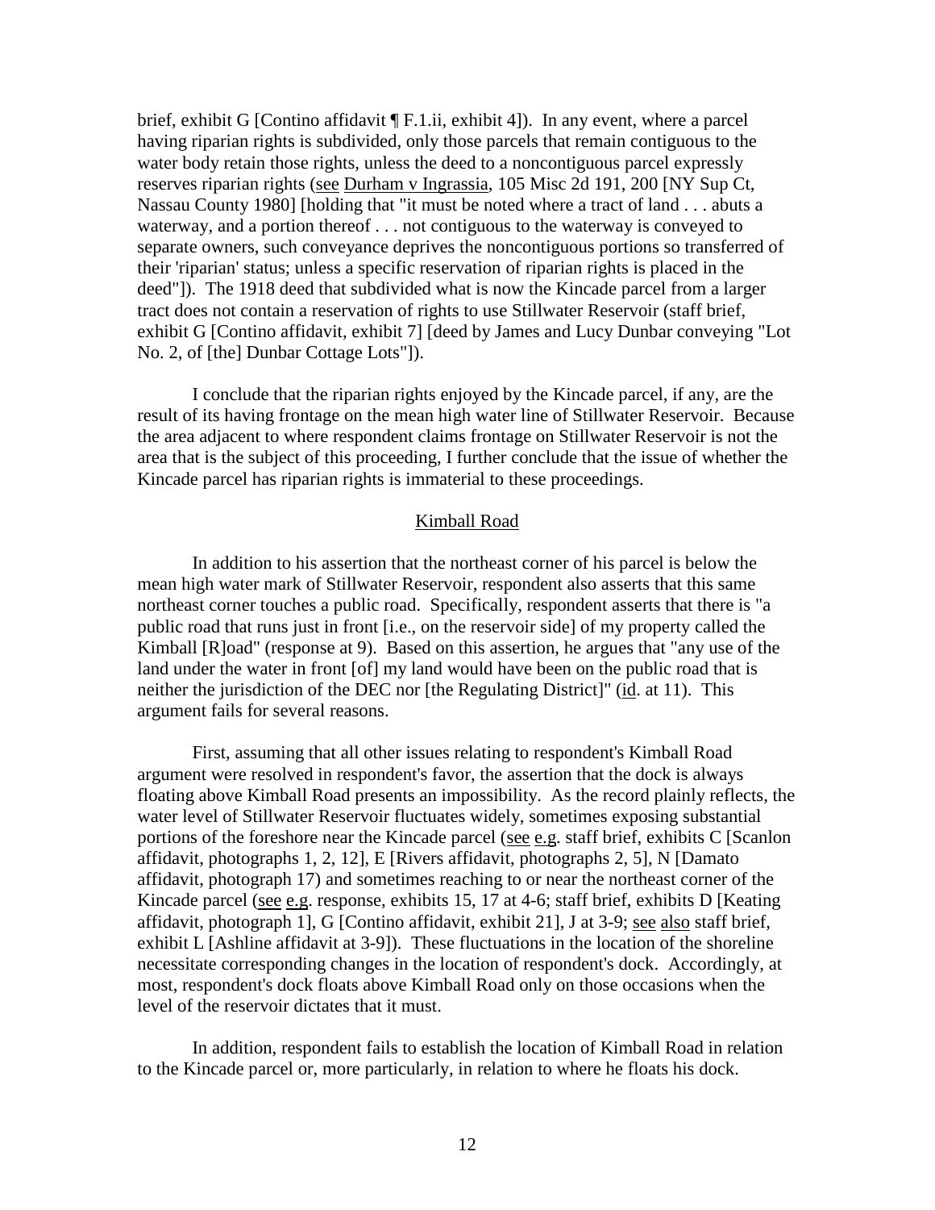brief, exhibit G [Contino affidavit ¶ F.1.ii, exhibit 4]). In any event, where a parcel having riparian rights is subdivided, only those parcels that remain contiguous to the water body retain those rights, unless the deed to a noncontiguous parcel expressly reserves riparian rights (see Durham v Ingrassia, 105 Misc 2d 191, 200 [NY Sup Ct, Nassau County 1980] [holding that "it must be noted where a tract of land . . . abuts a waterway, and a portion thereof . . . not contiguous to the waterway is conveyed to separate owners, such conveyance deprives the noncontiguous portions so transferred of their 'riparian' status; unless a specific reservation of riparian rights is placed in the deed"]). The 1918 deed that subdivided what is now the Kincade parcel from a larger tract does not contain a reservation of rights to use Stillwater Reservoir (staff brief, exhibit G [Contino affidavit, exhibit 7] [deed by James and Lucy Dunbar conveying "Lot No. 2, of [the] Dunbar Cottage Lots"]).

I conclude that the riparian rights enjoyed by the Kincade parcel, if any, are the result of its having frontage on the mean high water line of Stillwater Reservoir. Because the area adjacent to where respondent claims frontage on Stillwater Reservoir is not the area that is the subject of this proceeding, I further conclude that the issue of whether the Kincade parcel has riparian rights is immaterial to these proceedings.

## Kimball Road

In addition to his assertion that the northeast corner of his parcel is below the mean high water mark of Stillwater Reservoir, respondent also asserts that this same northeast corner touches a public road. Specifically, respondent asserts that there is "a public road that runs just in front [i.e., on the reservoir side] of my property called the Kimball [R]oad" (response at 9). Based on this assertion, he argues that "any use of the land under the water in front [of] my land would have been on the public road that is neither the jurisdiction of the DEC nor [the Regulating District]" (id. at 11). This argument fails for several reasons.

First, assuming that all other issues relating to respondent's Kimball Road argument were resolved in respondent's favor, the assertion that the dock is always floating above Kimball Road presents an impossibility. As the record plainly reflects, the water level of Stillwater Reservoir fluctuates widely, sometimes exposing substantial portions of the foreshore near the Kincade parcel (see e.g. staff brief, exhibits C [Scanlon affidavit, photographs 1, 2, 12], E [Rivers affidavit, photographs 2, 5], N [Damato affidavit, photograph 17) and sometimes reaching to or near the northeast corner of the Kincade parcel (see e.g. response, exhibits 15, 17 at 4-6; staff brief, exhibits D [Keating affidavit, photograph 1], G [Contino affidavit, exhibit 21], J at 3-9; see also staff brief, exhibit L [Ashline affidavit at 3-9]). These fluctuations in the location of the shoreline necessitate corresponding changes in the location of respondent's dock. Accordingly, at most, respondent's dock floats above Kimball Road only on those occasions when the level of the reservoir dictates that it must.

In addition, respondent fails to establish the location of Kimball Road in relation to the Kincade parcel or, more particularly, in relation to where he floats his dock.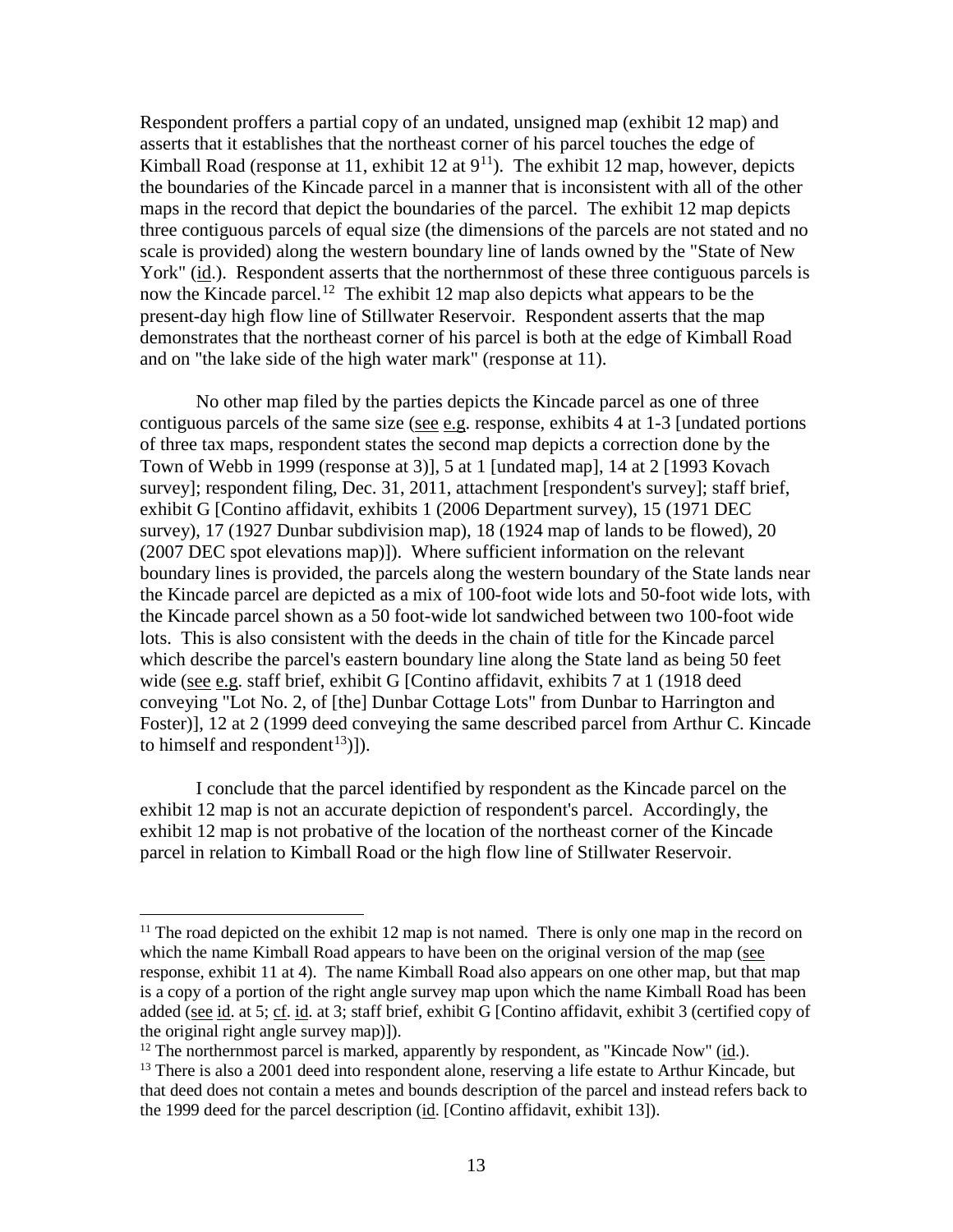Respondent proffers a partial copy of an undated, unsigned map (exhibit 12 map) and asserts that it establishes that the northeast corner of his parcel touches the edge of Kimball Road (response at 11, exhibit 12 at 9[11]). The exhibit 12 map, however, depicts the boundaries of the Kincade parcel in a manner that is inconsistent with all of the other maps in the record that depict the boundaries of the parcel. The exhibit 12 map depicts three contiguous parcels of equal size (the dimensions of the parcels are not stated and no scale is provided) along the western boundary line of lands owned by the "State of New York" (id.). Respondent asserts that the northernmost of these three contiguous parcels is now the Kincade parcel.[12] The exhibit 12 map also depicts what appears to be the present-day high flow line of Stillwater Reservoir. Respondent asserts that the map demonstrates that the northeast corner of his parcel is both at the edge of Kimball Road and on "the lake side of the high water mark" (response at 11).

No other map filed by the parties depicts the Kincade parcel as one of three contiguous parcels of the same size (see e.g. response, exhibits 4 at 1-3 [undated portions of three tax maps, respondent states the second map depicts a correction done by the Town of Webb in 1999 (response at 3)], 5 at 1 [undated map], 14 at 2 [1993 Kovach survey]; respondent filing, Dec. 31, 2011, attachment [respondent's survey]; staff brief, exhibit G [Contino affidavit, exhibits 1 (2006 Department survey), 15 (1971 DEC survey), 17 (1927 Dunbar subdivision map), 18 (1924 map of lands to be flowed), 20 (2007 DEC spot elevations map)]). Where sufficient information on the relevant boundary lines is provided, the parcels along the western boundary of the State lands near the Kincade parcel are depicted as a mix of 100-foot wide lots and 50-foot wide lots, with the Kincade parcel shown as a 50 foot-wide lot sandwiched between two 100-foot wide lots. This is also consistent with the deeds in the chain of title for the Kincade parcel which describe the parcel's eastern boundary line along the State land as being 50 feet wide (see e.g. staff brief, exhibit G [Contino affidavit, exhibits 7 at 1 (1918 deed conveying "Lot No. 2, of [the] Dunbar Cottage Lots" from Dunbar to Harrington and Foster)], 12 at 2 (1999 deed conveying the same described parcel from Arthur C. Kincade to himself and respondent[13])]).

I conclude that the parcel identified by respondent as the Kincade parcel on the exhibit 12 map is not an accurate depiction of respondent's parcel. Accordingly, the exhibit 12 map is not probative of the location of the northeast corner of the Kincade parcel in relation to Kimball Road or the high flow line of Stillwater Reservoir.

---

[11] The road depicted on the exhibit 12 map is not named. There is only one map in the record on which the name Kimball Road appears to have been on the original version of the map (see response, exhibit 11 at 4). The name Kimball Road also appears on one other map, but that map is a copy of a portion of the right angle survey map upon which the name Kimball Road has been added (see id. at 5; cf. id. at 3; staff brief, exhibit G [Contino affidavit, exhibit 3 (certified copy of the original right angle survey map)]).

[12] The northernmost parcel is marked, apparently by respondent, as "Kincade Now" (id.).

[13] There is also a 2001 deed into respondent alone, reserving a life estate to Arthur Kincade, but that deed does not contain a metes and bounds description of the parcel and instead refers back to the 1999 deed for the parcel description (id. [Contino affidavit, exhibit 13]).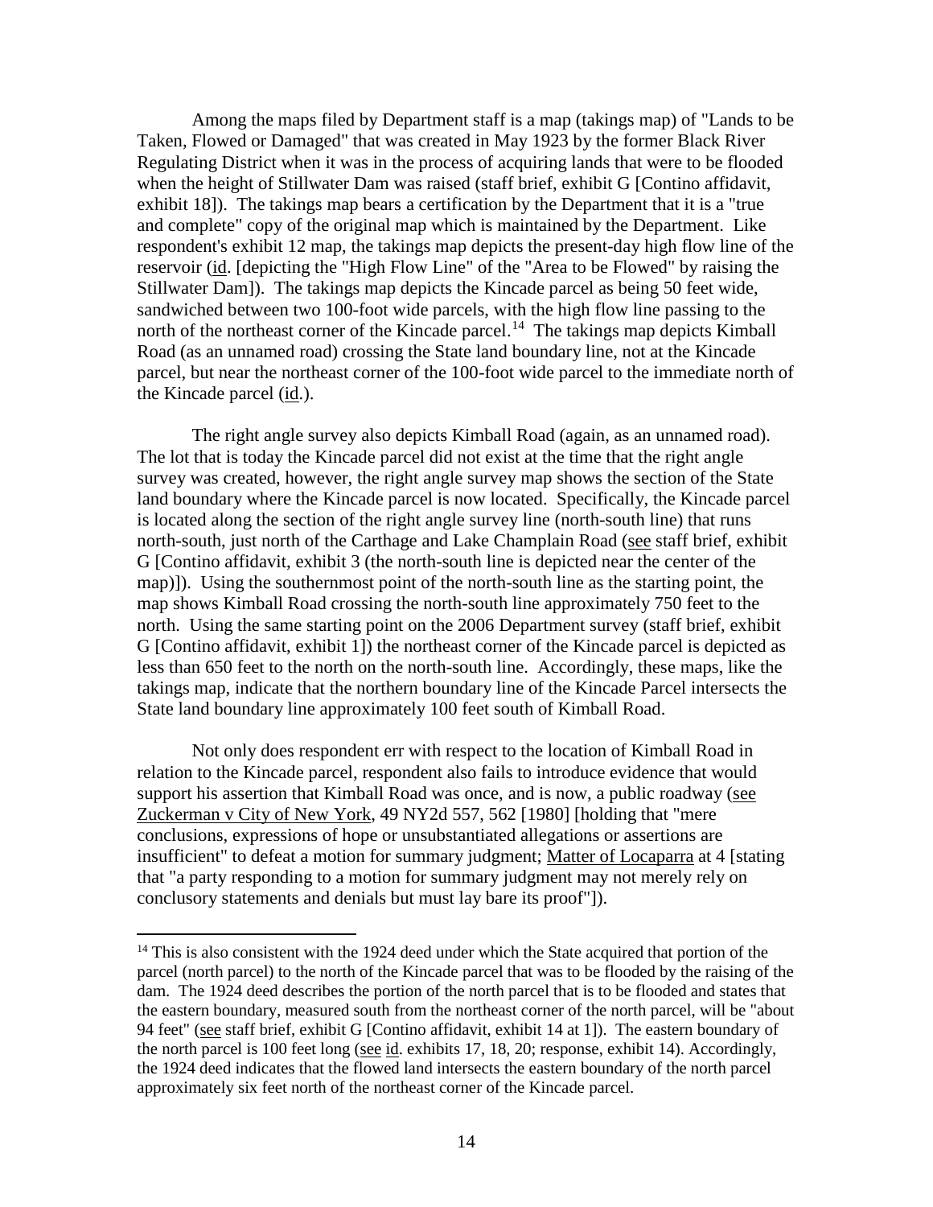Among the maps filed by Department staff is a map (takings map) of "Lands to be Taken, Flowed or Damaged" that was created in May 1923 by the former Black River Regulating District when it was in the process of acquiring lands that were to be flooded when the height of Stillwater Dam was raised (staff brief, exhibit G [Contino affidavit, exhibit 18]). The takings map bears a certification by the Department that it is a "true and complete" copy of the original map which is maintained by the Department. Like respondent's exhibit 12 map, the takings map depicts the present-day high flow line of the reservoir (id. [depicting the "High Flow Line" of the "Area to be Flowed" by raising the Stillwater Dam]). The takings map depicts the Kincade parcel as being 50 feet wide, sandwiched between two 100-foot wide parcels, with the high flow line passing to the north of the northeast corner of the Kincade parcel.[14] The takings map depicts Kimball Road (as an unnamed road) crossing the State land boundary line, not at the Kincade parcel, but near the northeast corner of the 100-foot wide parcel to the immediate north of the Kincade parcel (id.).

The right angle survey also depicts Kimball Road (again, as an unnamed road). The lot that is today the Kincade parcel did not exist at the time that the right angle survey was created, however, the right angle survey map shows the section of the State land boundary where the Kincade parcel is now located. Specifically, the Kincade parcel is located along the section of the right angle survey line (north-south line) that runs north-south, just north of the Carthage and Lake Champlain Road (see staff brief, exhibit G [Contino affidavit, exhibit 3 (the north-south line is depicted near the center of the map)]). Using the southernmost point of the north-south line as the starting point, the map shows Kimball Road crossing the north-south line approximately 750 feet to the north. Using the same starting point on the 2006 Department survey (staff brief, exhibit G [Contino affidavit, exhibit 1]) the northeast corner of the Kincade parcel is depicted as less than 650 feet to the north on the north-south line. Accordingly, these maps, like the takings map, indicate that the northern boundary line of the Kincade Parcel intersects the State land boundary line approximately 100 feet south of Kimball Road.

Not only does respondent err with respect to the location of Kimball Road in relation to the Kincade parcel, respondent also fails to introduce evidence that would support his assertion that Kimball Road was once, and is now, a public roadway (see Zuckerman v City of New York, 49 NY2d 557, 562 [1980] [holding that "mere conclusions, expressions of hope or unsubstantiated allegations or assertions are insufficient" to defeat a motion for summary judgment; Matter of Locaparra at 4 [stating that "a party responding to a motion for summary judgment may not merely rely on conclusory statements and denials but must lay bare its proof"]).

---

[14] This is also consistent with the 1924 deed under which the State acquired that portion of the parcel (north parcel) to the north of the Kincade parcel that was to be flooded by the raising of the dam. The 1924 deed describes the portion of the north parcel that is to be flooded and states that the eastern boundary, measured south from the northeast corner of the north parcel, will be "about 94 feet" (see staff brief, exhibit G [Contino affidavit, exhibit 14 at 1]). The eastern boundary of the north parcel is 100 feet long (see id. exhibits 17, 18, 20; response, exhibit 14). Accordingly, the 1924 deed indicates that the flowed land intersects the eastern boundary of the north parcel approximately six feet north of the northeast corner of the Kincade parcel.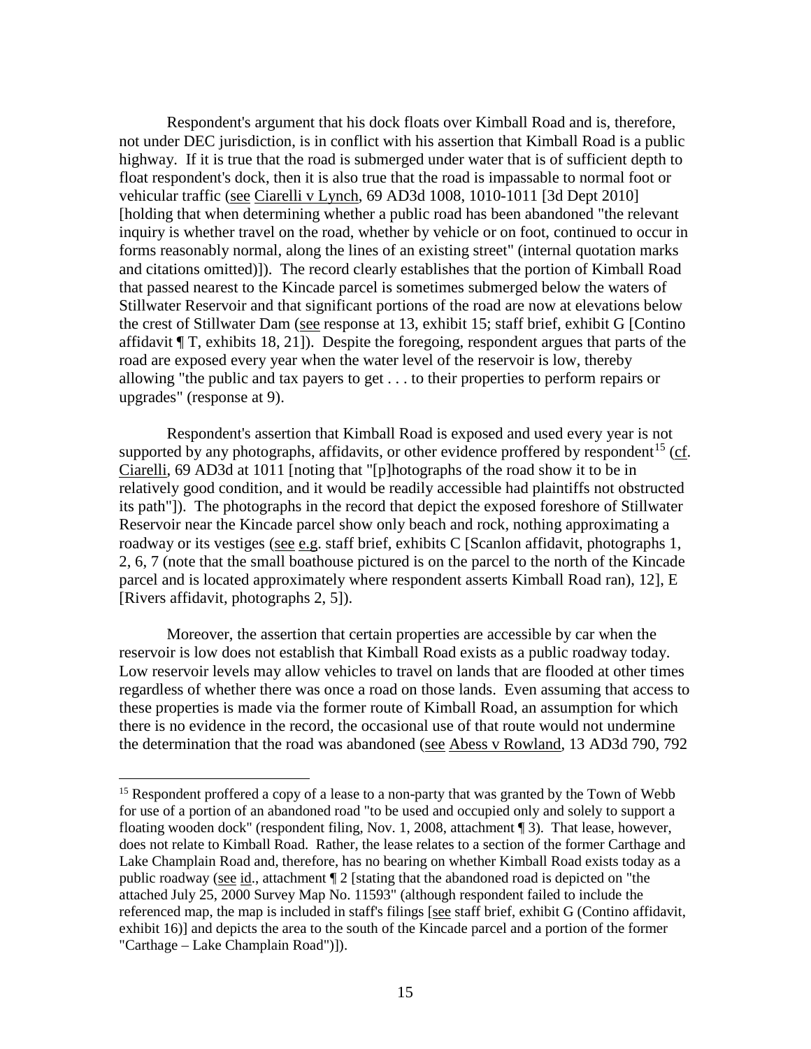Respondent's argument that his dock floats over Kimball Road and is, therefore, not under DEC jurisdiction, is in conflict with his assertion that Kimball Road is a public highway. If it is true that the road is submerged under water that is of sufficient depth to float respondent's dock, then it is also true that the road is impassable to normal foot or vehicular traffic (see Ciarelli v Lynch, 69 AD3d 1008, 1010-1011 [3d Dept 2010] [holding that when determining whether a public road has been abandoned "the relevant inquiry is whether travel on the road, whether by vehicle or on foot, continued to occur in forms reasonably normal, along the lines of an existing street" (internal quotation marks and citations omitted)]). The record clearly establishes that the portion of Kimball Road that passed nearest to the Kincade parcel is sometimes submerged below the waters of Stillwater Reservoir and that significant portions of the road are now at elevations below the crest of Stillwater Dam (see response at 13, exhibit 15; staff brief, exhibit G [Contino affidavit ¶ T, exhibits 18, 21]). Despite the foregoing, respondent argues that parts of the road are exposed every year when the water level of the reservoir is low, thereby allowing "the public and tax payers to get . . . to their properties to perform repairs or upgrades" (response at 9).

Respondent's assertion that Kimball Road is exposed and used every year is not supported by any photographs, affidavits, or other evidence proffered by respondent[15] (cf. Ciarelli, 69 AD3d at 1011 [noting that "[p]hotographs of the road show it to be in relatively good condition, and it would be readily accessible had plaintiffs not obstructed its path"]). The photographs in the record that depict the exposed foreshore of Stillwater Reservoir near the Kincade parcel show only beach and rock, nothing approximating a roadway or its vestiges (see e.g. staff brief, exhibits C [Scanlon affidavit, photographs 1, 2, 6, 7 (note that the small boathouse pictured is on the parcel to the north of the Kincade parcel and is located approximately where respondent asserts Kimball Road ran), 12], E [Rivers affidavit, photographs 2, 5]).

Moreover, the assertion that certain properties are accessible by car when the reservoir is low does not establish that Kimball Road exists as a public roadway today. Low reservoir levels may allow vehicles to travel on lands that are flooded at other times regardless of whether there was once a road on those lands. Even assuming that access to these properties is made via the former route of Kimball Road, an assumption for which there is no evidence in the record, the occasional use of that route would not undermine the determination that the road was abandoned (see Abess v Rowland, 13 AD3d 790, 792

[15] Respondent proffered a copy of a lease to a non-party that was granted by the Town of Webb for use of a portion of an abandoned road "to be used and occupied only and solely to support a floating wooden dock" (respondent filing, Nov. 1, 2008, attachment ¶ 3). That lease, however, does not relate to Kimball Road. Rather, the lease relates to a section of the former Carthage and Lake Champlain Road and, therefore, has no bearing on whether Kimball Road exists today as a public roadway (see id., attachment ¶ 2 [stating that the abandoned road is depicted on "the attached July 25, 2000 Survey Map No. 11593" (although respondent failed to include the referenced map, the map is included in staff's filings [see staff brief, exhibit G (Contino affidavit, exhibit 16)] and depicts the area to the south of the Kincade parcel and a portion of the former "Carthage – Lake Champlain Road")]).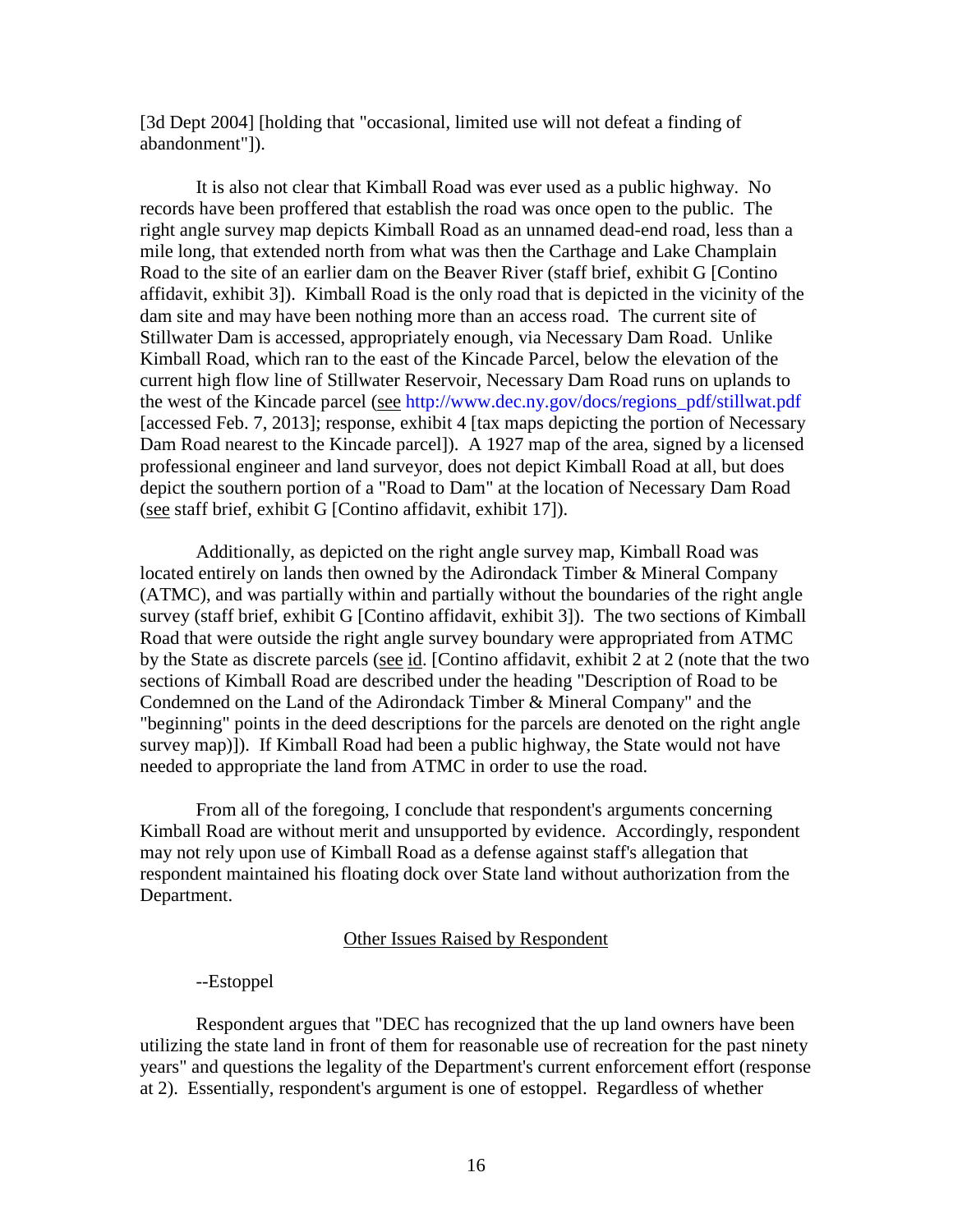[3d Dept 2004] [holding that "occasional, limited use will not defeat a finding of abandonment"]).

It is also not clear that Kimball Road was ever used as a public highway. No records have been proffered that establish the road was once open to the public. The right angle survey map depicts Kimball Road as an unnamed dead-end road, less than a mile long, that extended north from what was then the Carthage and Lake Champlain Road to the site of an earlier dam on the Beaver River (staff brief, exhibit G [Contino affidavit, exhibit 3]). Kimball Road is the only road that is depicted in the vicinity of the dam site and may have been nothing more than an access road. The current site of Stillwater Dam is accessed, appropriately enough, via Necessary Dam Road. Unlike Kimball Road, which ran to the east of the Kincade Parcel, below the elevation of the current high flow line of Stillwater Reservoir, Necessary Dam Road runs on uplands to the west of the Kincade parcel (see http://www.dec.ny.gov/docs/regions_pdf/stillwat.pdf [accessed Feb. 7, 2013]; response, exhibit 4 [tax maps depicting the portion of Necessary Dam Road nearest to the Kincade parcel]). A 1927 map of the area, signed by a licensed professional engineer and land surveyor, does not depict Kimball Road at all, but does depict the southern portion of a "Road to Dam" at the location of Necessary Dam Road (see staff brief, exhibit G [Contino affidavit, exhibit 17]).

Additionally, as depicted on the right angle survey map, Kimball Road was located entirely on lands then owned by the Adirondack Timber & Mineral Company (ATMC), and was partially within and partially without the boundaries of the right angle survey (staff brief, exhibit G [Contino affidavit, exhibit 3]). The two sections of Kimball Road that were outside the right angle survey boundary were appropriated from ATMC by the State as discrete parcels (see id. [Contino affidavit, exhibit 2 at 2 (note that the two sections of Kimball Road are described under the heading "Description of Road to be Condemned on the Land of the Adirondack Timber & Mineral Company" and the "beginning" points in the deed descriptions for the parcels are denoted on the right angle survey map)]). If Kimball Road had been a public highway, the State would not have needed to appropriate the land from ATMC in order to use the road.

From all of the foregoing, I conclude that respondent's arguments concerning Kimball Road are without merit and unsupported by evidence. Accordingly, respondent may not rely upon use of Kimball Road as a defense against staff's allegation that respondent maintained his floating dock over State land without authorization from the Department.

## Other Issues Raised by Respondent

--Estoppel

Respondent argues that "DEC has recognized that the up land owners have been utilizing the state land in front of them for reasonable use of recreation for the past ninety years" and questions the legality of the Department's current enforcement effort (response at 2). Essentially, respondent's argument is one of estoppel. Regardless of whether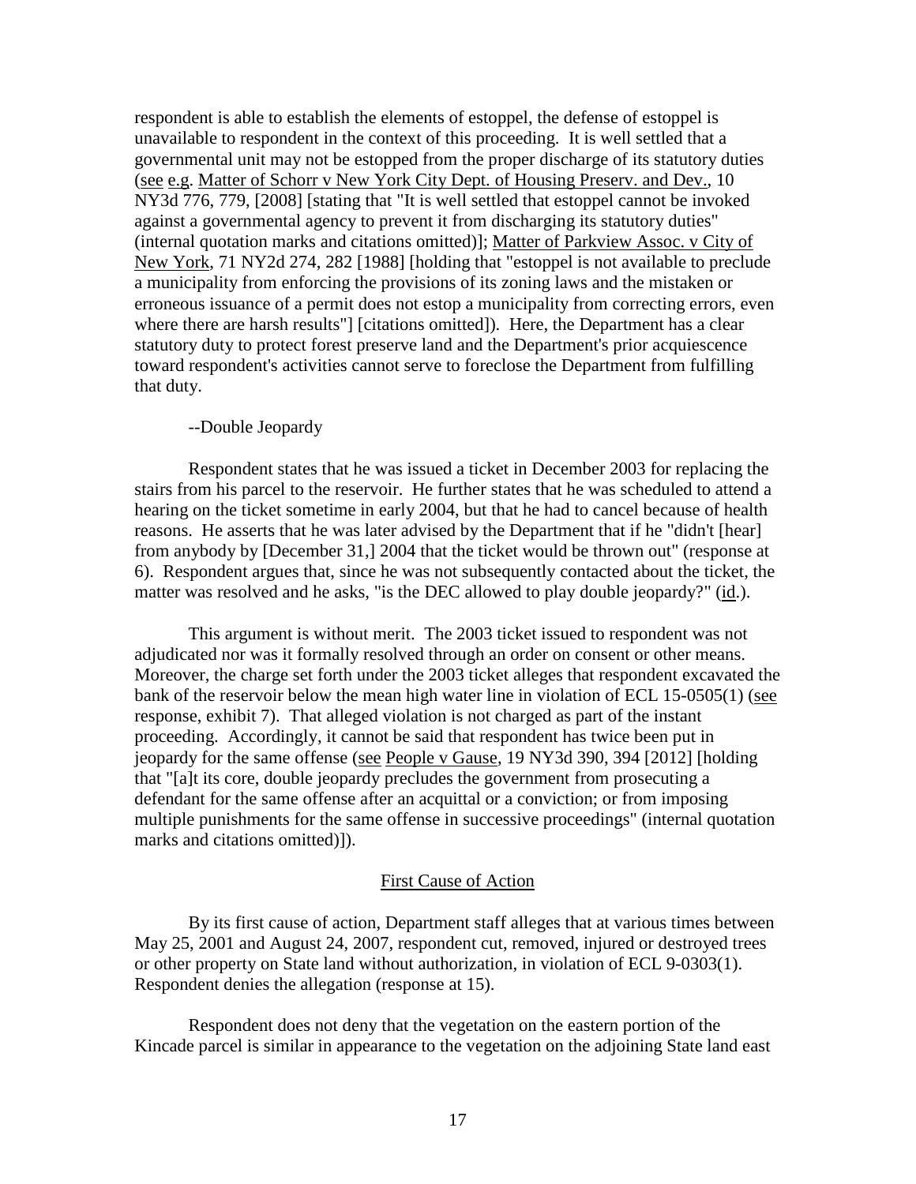respondent is able to establish the elements of estoppel, the defense of estoppel is unavailable to respondent in the context of this proceeding. It is well settled that a governmental unit may not be estopped from the proper discharge of its statutory duties (see e.g. Matter of Schorr v New York City Dept. of Housing Preserv. and Dev., 10 NY3d 776, 779, [2008] [stating that "It is well settled that estoppel cannot be invoked against a governmental agency to prevent it from discharging its statutory duties" (internal quotation marks and citations omitted)]; Matter of Parkview Assoc. v City of New York, 71 NY2d 274, 282 [1988] [holding that "estoppel is not available to preclude a municipality from enforcing the provisions of its zoning laws and the mistaken or erroneous issuance of a permit does not estop a municipality from correcting errors, even where there are harsh results"] [citations omitted]). Here, the Department has a clear statutory duty to protect forest preserve land and the Department's prior acquiescence toward respondent's activities cannot serve to foreclose the Department from fulfilling that duty.

--Double Jeopardy

Respondent states that he was issued a ticket in December 2003 for replacing the stairs from his parcel to the reservoir. He further states that he was scheduled to attend a hearing on the ticket sometime in early 2004, but that he had to cancel because of health reasons. He asserts that he was later advised by the Department that if he "didn't [hear] from anybody by [December 31,] 2004 that the ticket would be thrown out" (response at 6). Respondent argues that, since he was not subsequently contacted about the ticket, the matter was resolved and he asks, "is the DEC allowed to play double jeopardy?" (id.).

This argument is without merit. The 2003 ticket issued to respondent was not adjudicated nor was it formally resolved through an order on consent or other means. Moreover, the charge set forth under the 2003 ticket alleges that respondent excavated the bank of the reservoir below the mean high water line in violation of ECL 15-0505(1) (see response, exhibit 7). That alleged violation is not charged as part of the instant proceeding. Accordingly, it cannot be said that respondent has twice been put in jeopardy for the same offense (see People v Gause, 19 NY3d 390, 394 [2012] [holding that "[a]t its core, double jeopardy precludes the government from prosecuting a defendant for the same offense after an acquittal or a conviction; or from imposing multiple punishments for the same offense in successive proceedings" (internal quotation marks and citations omitted)]).

## First Cause of Action

By its first cause of action, Department staff alleges that at various times between May 25, 2001 and August 24, 2007, respondent cut, removed, injured or destroyed trees or other property on State land without authorization, in violation of ECL 9-0303(1). Respondent denies the allegation (response at 15).

Respondent does not deny that the vegetation on the eastern portion of the Kincade parcel is similar in appearance to the vegetation on the adjoining State land east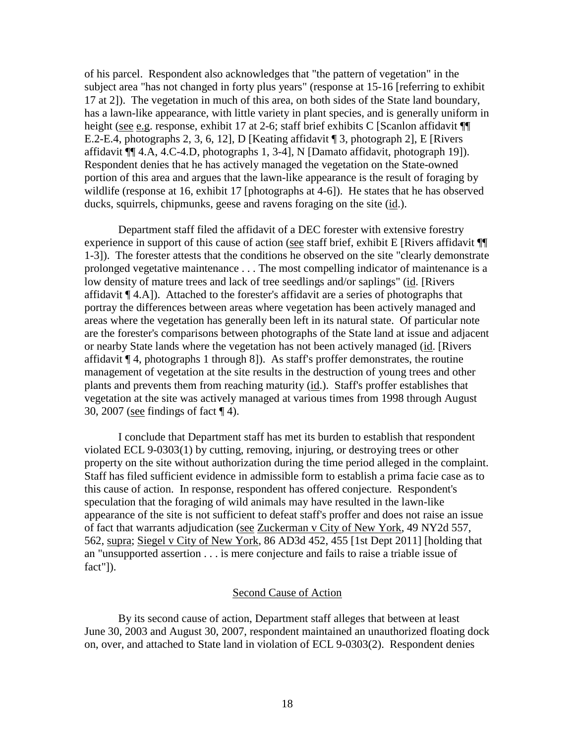of his parcel. Respondent also acknowledges that "the pattern of vegetation" in the subject area "has not changed in forty plus years" (response at 15-16 [referring to exhibit 17 at 2]). The vegetation in much of this area, on both sides of the State land boundary, has a lawn-like appearance, with little variety in plant species, and is generally uniform in height (see e.g. response, exhibit 17 at 2-6; staff brief exhibits C [Scanlon affidavit ¶¶ E.2-E.4, photographs 2, 3, 6, 12], D [Keating affidavit ¶ 3, photograph 2], E [Rivers affidavit ¶¶ 4.A, 4.C-4.D, photographs 1, 3-4], N [Damato affidavit, photograph 19]). Respondent denies that he has actively managed the vegetation on the State-owned portion of this area and argues that the lawn-like appearance is the result of foraging by wildlife (response at 16, exhibit 17 [photographs at 4-6]). He states that he has observed ducks, squirrels, chipmunks, geese and ravens foraging on the site (id.).

Department staff filed the affidavit of a DEC forester with extensive forestry experience in support of this cause of action (see staff brief, exhibit E [Rivers affidavit ¶¶ 1-3]). The forester attests that the conditions he observed on the site "clearly demonstrate prolonged vegetative maintenance . . . The most compelling indicator of maintenance is a low density of mature trees and lack of tree seedlings and/or saplings" (id. [Rivers affidavit ¶ 4.A]). Attached to the forester's affidavit are a series of photographs that portray the differences between areas where vegetation has been actively managed and areas where the vegetation has generally been left in its natural state. Of particular note are the forester's comparisons between photographs of the State land at issue and adjacent or nearby State lands where the vegetation has not been actively managed (id. [Rivers affidavit ¶ 4, photographs 1 through 8]). As staff's proffer demonstrates, the routine management of vegetation at the site results in the destruction of young trees and other plants and prevents them from reaching maturity (id.). Staff's proffer establishes that vegetation at the site was actively managed at various times from 1998 through August 30, 2007 (see findings of fact ¶ 4).

I conclude that Department staff has met its burden to establish that respondent violated ECL 9-0303(1) by cutting, removing, injuring, or destroying trees or other property on the site without authorization during the time period alleged in the complaint. Staff has filed sufficient evidence in admissible form to establish a prima facie case as to this cause of action. In response, respondent has offered conjecture. Respondent's speculation that the foraging of wild animals may have resulted in the lawn-like appearance of the site is not sufficient to defeat staff's proffer and does not raise an issue of fact that warrants adjudication (see Zuckerman v City of New York, 49 NY2d 557, 562, supra; Siegel v City of New York, 86 AD3d 452, 455 [1st Dept 2011] [holding that an "unsupported assertion . . . is mere conjecture and fails to raise a triable issue of fact"]).

## Second Cause of Action

By its second cause of action, Department staff alleges that between at least June 30, 2003 and August 30, 2007, respondent maintained an unauthorized floating dock on, over, and attached to State land in violation of ECL 9-0303(2). Respondent denies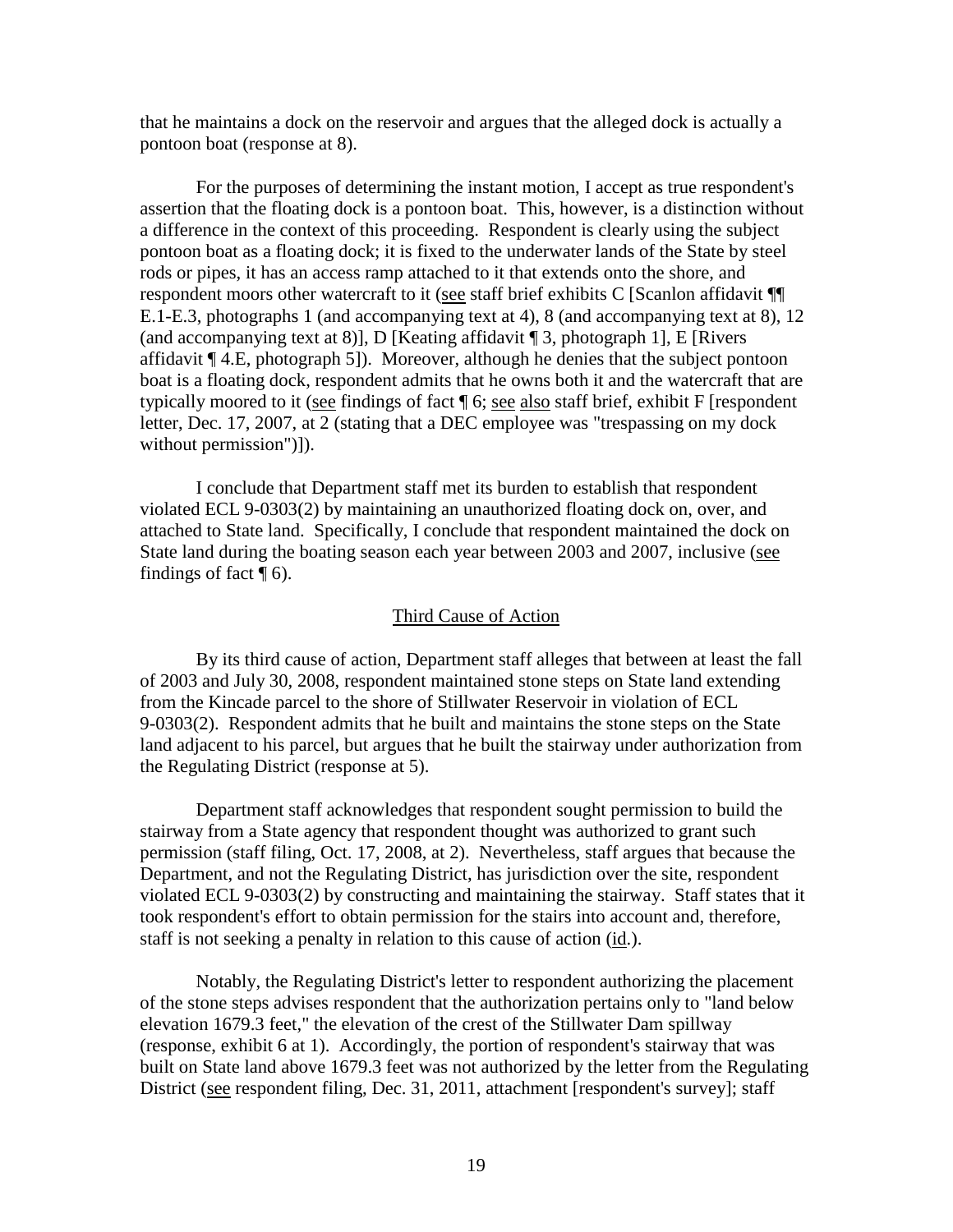that he maintains a dock on the reservoir and argues that the alleged dock is actually a pontoon boat (response at 8).

For the purposes of determining the instant motion, I accept as true respondent's assertion that the floating dock is a pontoon boat. This, however, is a distinction without a difference in the context of this proceeding. Respondent is clearly using the subject pontoon boat as a floating dock; it is fixed to the underwater lands of the State by steel rods or pipes, it has an access ramp attached to it that extends onto the shore, and respondent moors other watercraft to it (see staff brief exhibits C [Scanlon affidavit ¶¶ E.1-E.3, photographs 1 (and accompanying text at 4), 8 (and accompanying text at 8), 12 (and accompanying text at 8)], D [Keating affidavit ¶ 3, photograph 1], E [Rivers affidavit ¶ 4.E, photograph 5]). Moreover, although he denies that the subject pontoon boat is a floating dock, respondent admits that he owns both it and the watercraft that are typically moored to it (see findings of fact ¶ 6; see also staff brief, exhibit F [respondent letter, Dec. 17, 2007, at 2 (stating that a DEC employee was "trespassing on my dock without permission")]).

I conclude that Department staff met its burden to establish that respondent violated ECL 9-0303(2) by maintaining an unauthorized floating dock on, over, and attached to State land. Specifically, I conclude that respondent maintained the dock on State land during the boating season each year between 2003 and 2007, inclusive (see findings of fact ¶ 6).

### Third Cause of Action

By its third cause of action, Department staff alleges that between at least the fall of 2003 and July 30, 2008, respondent maintained stone steps on State land extending from the Kincade parcel to the shore of Stillwater Reservoir in violation of ECL 9-0303(2). Respondent admits that he built and maintains the stone steps on the State land adjacent to his parcel, but argues that he built the stairway under authorization from the Regulating District (response at 5).

Department staff acknowledges that respondent sought permission to build the stairway from a State agency that respondent thought was authorized to grant such permission (staff filing, Oct. 17, 2008, at 2). Nevertheless, staff argues that because the Department, and not the Regulating District, has jurisdiction over the site, respondent violated ECL 9-0303(2) by constructing and maintaining the stairway. Staff states that it took respondent's effort to obtain permission for the stairs into account and, therefore, staff is not seeking a penalty in relation to this cause of action (id.).

Notably, the Regulating District's letter to respondent authorizing the placement of the stone steps advises respondent that the authorization pertains only to "land below elevation 1679.3 feet," the elevation of the crest of the Stillwater Dam spillway (response, exhibit 6 at 1). Accordingly, the portion of respondent's stairway that was built on State land above 1679.3 feet was not authorized by the letter from the Regulating District (see respondent filing, Dec. 31, 2011, attachment [respondent's survey]; staff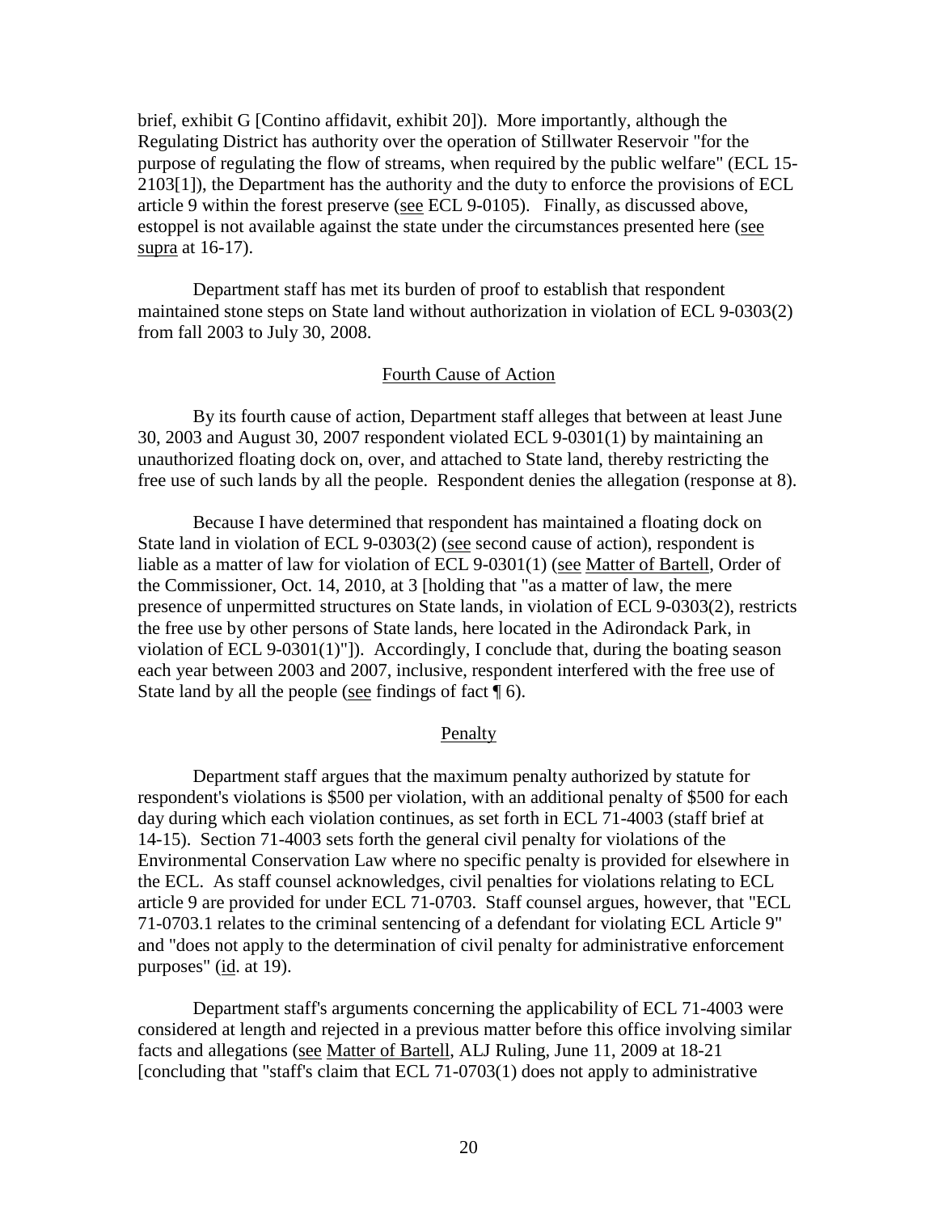brief, exhibit G [Contino affidavit, exhibit 20]). More importantly, although the Regulating District has authority over the operation of Stillwater Reservoir "for the purpose of regulating the flow of streams, when required by the public welfare" (ECL 15-2103[1]), the Department has the authority and the duty to enforce the provisions of ECL article 9 within the forest preserve (see ECL 9-0105). Finally, as discussed above, estoppel is not available against the state under the circumstances presented here (see supra at 16-17).

Department staff has met its burden of proof to establish that respondent maintained stone steps on State land without authorization in violation of ECL 9-0303(2) from fall 2003 to July 30, 2008.

## Fourth Cause of Action

By its fourth cause of action, Department staff alleges that between at least June 30, 2003 and August 30, 2007 respondent violated ECL 9-0301(1) by maintaining an unauthorized floating dock on, over, and attached to State land, thereby restricting the free use of such lands by all the people. Respondent denies the allegation (response at 8).

Because I have determined that respondent has maintained a floating dock on State land in violation of ECL 9-0303(2) (see second cause of action), respondent is liable as a matter of law for violation of ECL 9-0301(1) (see Matter of Bartell, Order of the Commissioner, Oct. 14, 2010, at 3 [holding that "as a matter of law, the mere presence of unpermitted structures on State lands, in violation of ECL 9-0303(2), restricts the free use by other persons of State lands, here located in the Adirondack Park, in violation of ECL 9-0301(1)"]). Accordingly, I conclude that, during the boating season each year between 2003 and 2007, inclusive, respondent interfered with the free use of State land by all the people (see findings of fact ¶ 6).

## Penalty

Department staff argues that the maximum penalty authorized by statute for respondent's violations is $500 per violation, with an additional penalty of $500 for each day during which each violation continues, as set forth in ECL 71-4003 (staff brief at 14-15). Section 71-4003 sets forth the general civil penalty for violations of the Environmental Conservation Law where no specific penalty is provided for elsewhere in the ECL. As staff counsel acknowledges, civil penalties for violations relating to ECL article 9 are provided for under ECL 71-0703. Staff counsel argues, however, that "ECL 71-0703.1 relates to the criminal sentencing of a defendant for violating ECL Article 9" and "does not apply to the determination of civil penalty for administrative enforcement purposes" (id. at 19).

Department staff's arguments concerning the applicability of ECL 71-4003 were considered at length and rejected in a previous matter before this office involving similar facts and allegations (see Matter of Bartell, ALJ Ruling, June 11, 2009 at 18-21 [concluding that "staff's claim that ECL 71-0703(1) does not apply to administrative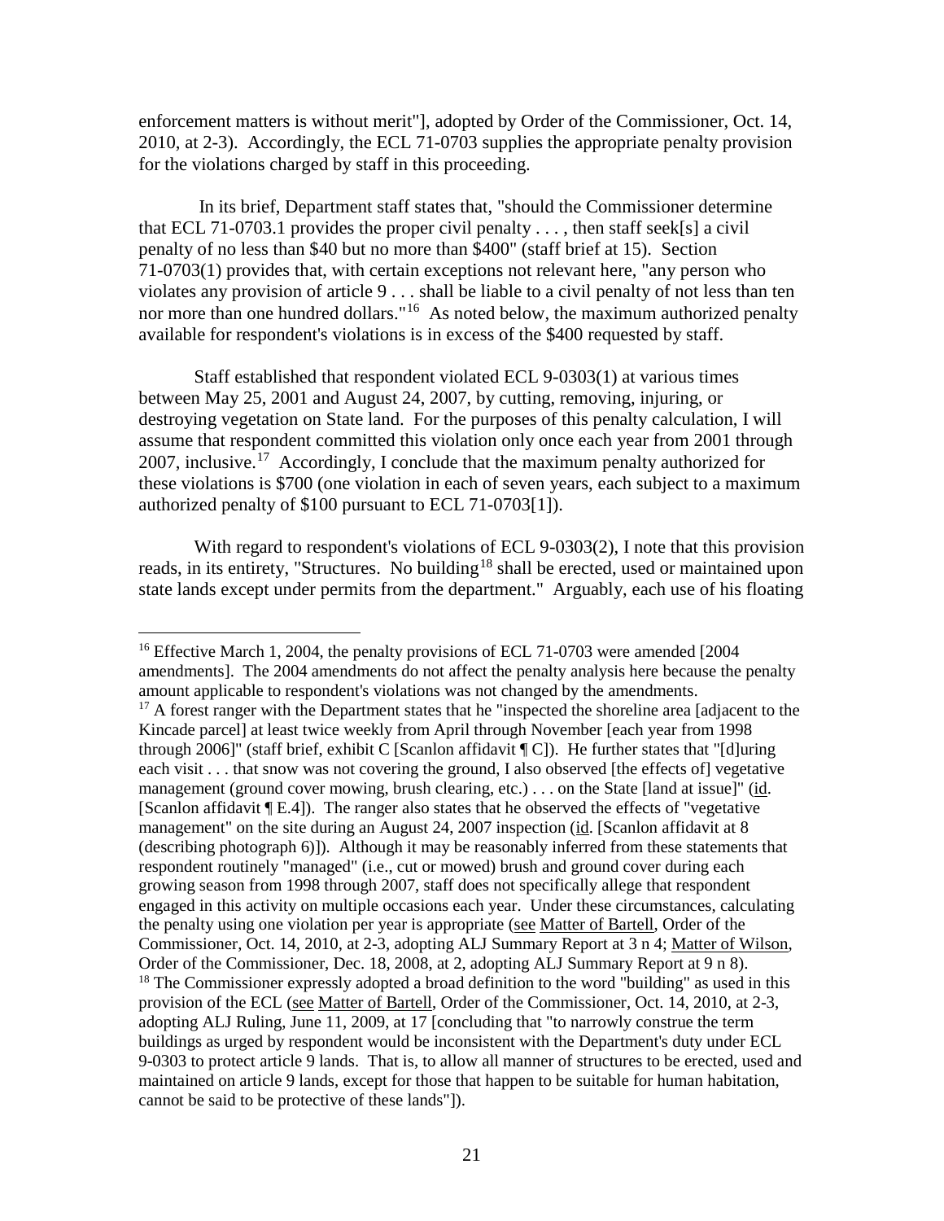enforcement matters is without merit"], adopted by Order of the Commissioner, Oct. 14, 2010, at 2-3). Accordingly, the ECL 71-0703 supplies the appropriate penalty provision for the violations charged by staff in this proceeding.

In its brief, Department staff states that, "should the Commissioner determine that ECL 71-0703.1 provides the proper civil penalty . . . , then staff seek[s] a civil penalty of no less than $40 but no more than $400" (staff brief at 15). Section 71-0703(1) provides that, with certain exceptions not relevant here, "any person who violates any provision of article 9 . . . shall be liable to a civil penalty of not less than ten nor more than one hundred dollars."[16] As noted below, the maximum authorized penalty available for respondent's violations is in excess of the $400 requested by staff.

Staff established that respondent violated ECL 9-0303(1) at various times between May 25, 2001 and August 24, 2007, by cutting, removing, injuring, or destroying vegetation on State land. For the purposes of this penalty calculation, I will assume that respondent committed this violation only once each year from 2001 through 2007, inclusive.[17] Accordingly, I conclude that the maximum penalty authorized for these violations is $700 (one violation in each of seven years, each subject to a maximum authorized penalty of $100 pursuant to ECL 71-0703[1]).

With regard to respondent's violations of ECL 9-0303(2), I note that this provision reads, in its entirety, "Structures. No building[18] shall be erected, used or maintained upon state lands except under permits from the department." Arguably, each use of his floating

---

[16] Effective March 1, 2004, the penalty provisions of ECL 71-0703 were amended [2004 amendments]. The 2004 amendments do not affect the penalty analysis here because the penalty amount applicable to respondent's violations was not changed by the amendments.

[17] A forest ranger with the Department states that he "inspected the shoreline area [adjacent to the Kincade parcel] at least twice weekly from April through November [each year from 1998 through 2006]" (staff brief, exhibit C [Scanlon affidavit ¶ C]). He further states that "[d]uring each visit . . . that snow was not covering the ground, I also observed [the effects of] vegetative management (ground cover mowing, brush clearing, etc.) . . . on the State [land at issue]" (id. [Scanlon affidavit ¶ E.4]). The ranger also states that he observed the effects of "vegetative management" on the site during an August 24, 2007 inspection (id. [Scanlon affidavit at 8 (describing photograph 6)]). Although it may be reasonably inferred from these statements that respondent routinely "managed" (i.e., cut or mowed) brush and ground cover during each growing season from 1998 through 2007, staff does not specifically allege that respondent engaged in this activity on multiple occasions each year. Under these circumstances, calculating the penalty using one violation per year is appropriate (see Matter of Bartell, Order of the Commissioner, Oct. 14, 2010, at 2-3, adopting ALJ Summary Report at 3 n 4; Matter of Wilson, Order of the Commissioner, Dec. 18, 2008, at 2, adopting ALJ Summary Report at 9 n 8).

[18] The Commissioner expressly adopted a broad definition to the word "building" as used in this provision of the ECL (see Matter of Bartell, Order of the Commissioner, Oct. 14, 2010, at 2-3, adopting ALJ Ruling, June 11, 2009, at 17 [concluding that "to narrowly construe the term buildings as urged by respondent would be inconsistent with the Department's duty under ECL 9-0303 to protect article 9 lands. That is, to allow all manner of structures to be erected, used and maintained on article 9 lands, except for those that happen to be suitable for human habitation, cannot be said to be protective of these lands"]).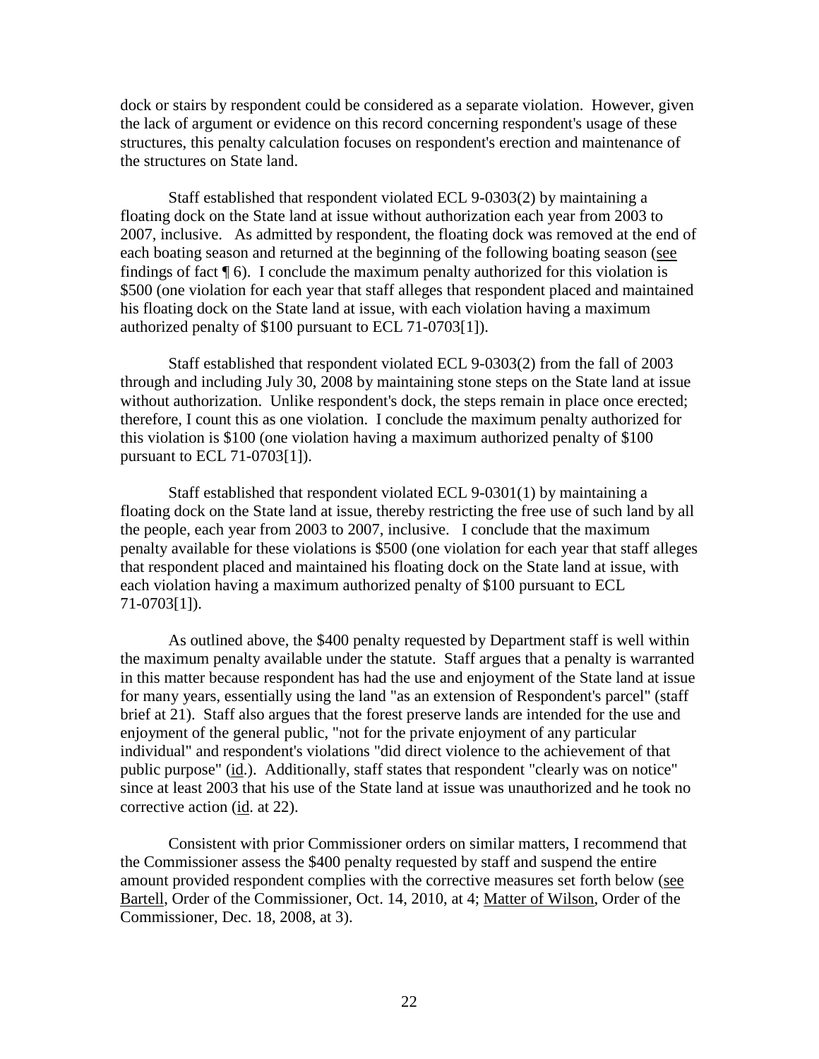dock or stairs by respondent could be considered as a separate violation. However, given the lack of argument or evidence on this record concerning respondent's usage of these structures, this penalty calculation focuses on respondent's erection and maintenance of the structures on State land.

Staff established that respondent violated ECL 9-0303(2) by maintaining a floating dock on the State land at issue without authorization each year from 2003 to 2007, inclusive. As admitted by respondent, the floating dock was removed at the end of each boating season and returned at the beginning of the following boating season (see findings of fact ¶ 6). I conclude the maximum penalty authorized for this violation is $500 (one violation for each year that staff alleges that respondent placed and maintained his floating dock on the State land at issue, with each violation having a maximum authorized penalty of $100 pursuant to ECL 71-0703[1]).

Staff established that respondent violated ECL 9-0303(2) from the fall of 2003 through and including July 30, 2008 by maintaining stone steps on the State land at issue without authorization. Unlike respondent's dock, the steps remain in place once erected; therefore, I count this as one violation. I conclude the maximum penalty authorized for this violation is $100 (one violation having a maximum authorized penalty of $100 pursuant to ECL 71-0703[1]).

Staff established that respondent violated ECL 9-0301(1) by maintaining a floating dock on the State land at issue, thereby restricting the free use of such land by all the people, each year from 2003 to 2007, inclusive. I conclude that the maximum penalty available for these violations is $500 (one violation for each year that staff alleges that respondent placed and maintained his floating dock on the State land at issue, with each violation having a maximum authorized penalty of $100 pursuant to ECL 71-0703[1]).

As outlined above, the $400 penalty requested by Department staff is well within the maximum penalty available under the statute. Staff argues that a penalty is warranted in this matter because respondent has had the use and enjoyment of the State land at issue for many years, essentially using the land "as an extension of Respondent's parcel" (staff brief at 21). Staff also argues that the forest preserve lands are intended for the use and enjoyment of the general public, "not for the private enjoyment of any particular individual" and respondent's violations "did direct violence to the achievement of that public purpose" (id.). Additionally, staff states that respondent "clearly was on notice" since at least 2003 that his use of the State land at issue was unauthorized and he took no corrective action (id. at 22).

Consistent with prior Commissioner orders on similar matters, I recommend that the Commissioner assess the $400 penalty requested by staff and suspend the entire amount provided respondent complies with the corrective measures set forth below (see Bartell, Order of the Commissioner, Oct. 14, 2010, at 4; Matter of Wilson, Order of the Commissioner, Dec. 18, 2008, at 3).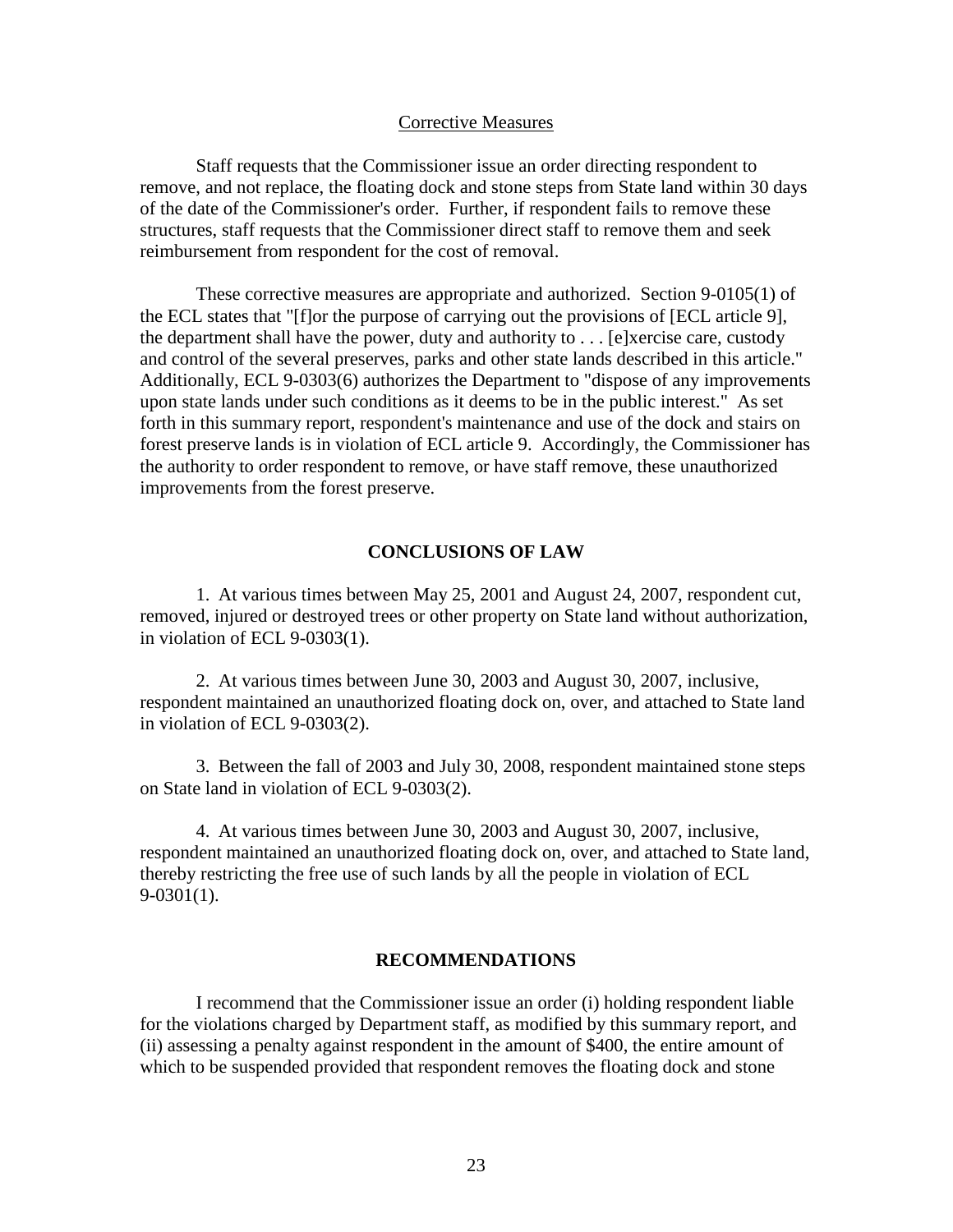Corrective Measures

Staff requests that the Commissioner issue an order directing respondent to remove, and not replace, the floating dock and stone steps from State land within 30 days of the date of the Commissioner's order. Further, if respondent fails to remove these structures, staff requests that the Commissioner direct staff to remove them and seek reimbursement from respondent for the cost of removal.

These corrective measures are appropriate and authorized. Section 9-0105(1) of the ECL states that "[f]or the purpose of carrying out the provisions of [ECL article 9], the department shall have the power, duty and authority to . . . [e]xercise care, custody and control of the several preserves, parks and other state lands described in this article." Additionally, ECL 9-0303(6) authorizes the Department to "dispose of any improvements upon state lands under such conditions as it deems to be in the public interest." As set forth in this summary report, respondent's maintenance and use of the dock and stairs on forest preserve lands is in violation of ECL article 9. Accordingly, the Commissioner has the authority to order respondent to remove, or have staff remove, these unauthorized improvements from the forest preserve.

## CONCLUSIONS OF LAW

1. At various times between May 25, 2001 and August 24, 2007, respondent cut, removed, injured or destroyed trees or other property on State land without authorization, in violation of ECL 9-0303(1).

2. At various times between June 30, 2003 and August 30, 2007, inclusive, respondent maintained an unauthorized floating dock on, over, and attached to State land in violation of ECL 9-0303(2).

3. Between the fall of 2003 and July 30, 2008, respondent maintained stone steps on State land in violation of ECL 9-0303(2).

4. At various times between June 30, 2003 and August 30, 2007, inclusive, respondent maintained an unauthorized floating dock on, over, and attached to State land, thereby restricting the free use of such lands by all the people in violation of ECL 9-0301(1).

## RECOMMENDATIONS

I recommend that the Commissioner issue an order (i) holding respondent liable for the violations charged by Department staff, as modified by this summary report, and (ii) assessing a penalty against respondent in the amount of $400, the entire amount of which to be suspended provided that respondent removes the floating dock and stone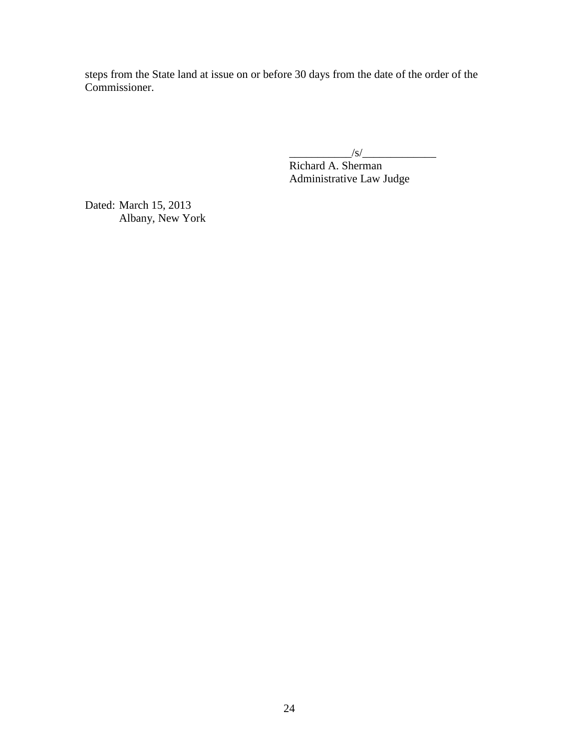steps from the State land at issue on or before 30 days from the date of the order of the Commissioner.

___________/s/_____________
Richard A. Sherman
Administrative Law Judge

Dated: March 15, 2013
Albany, New York